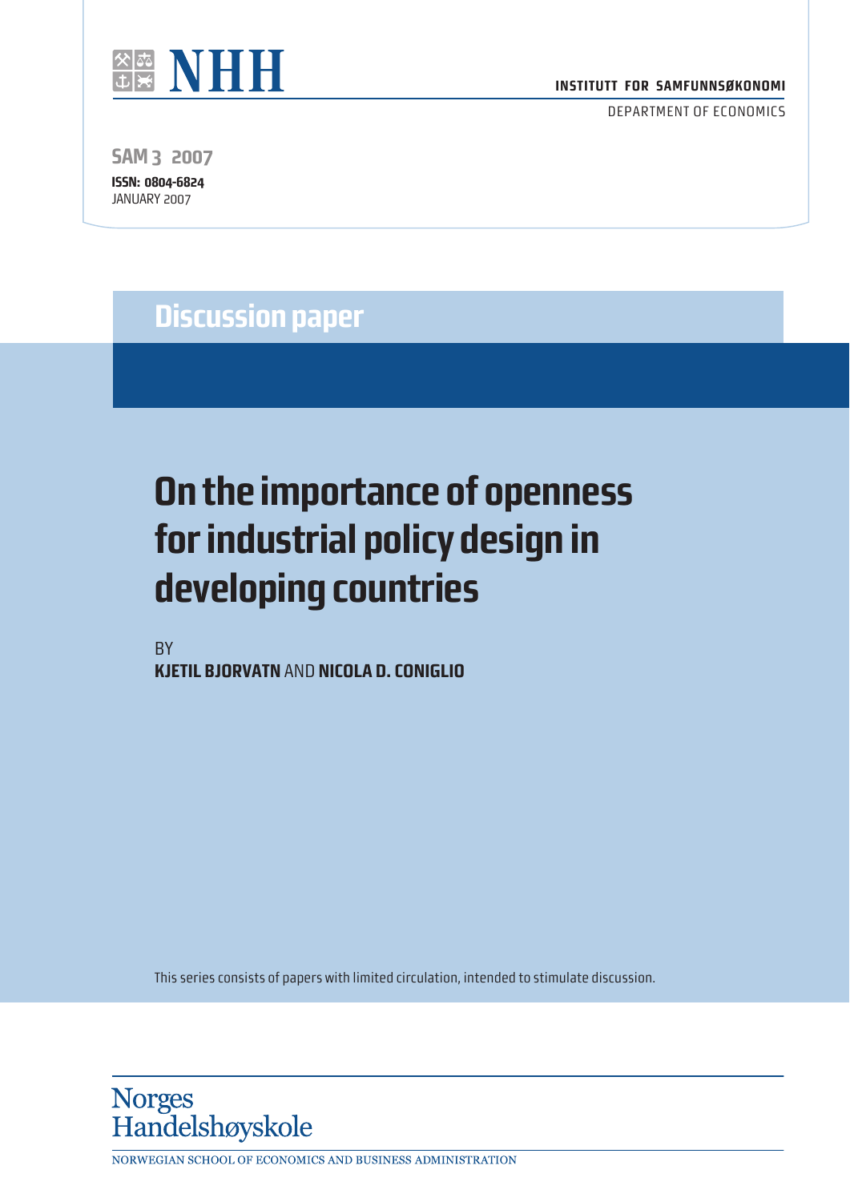NHH

INSTITUTT FOR SAMFUNNSØKONOMI

DEPARTMENT OF ECONOMICS

SAM 3 2007

**ISSN: 0804-6824**

JANUARY 2007

**Discussion paper**

# On the importance of openness for industrial policy design in developing countries

BY

**KJETIL BJORVATN** AND **NICOLA D. CONIGLIO**

This series consists of papers with limited circulation, intended to stimulate discussion.

Norges Handelshøyskole

NORWEGIAN SCHOOL OF ECONOMICS AND BUSINESS ADMINISTRATION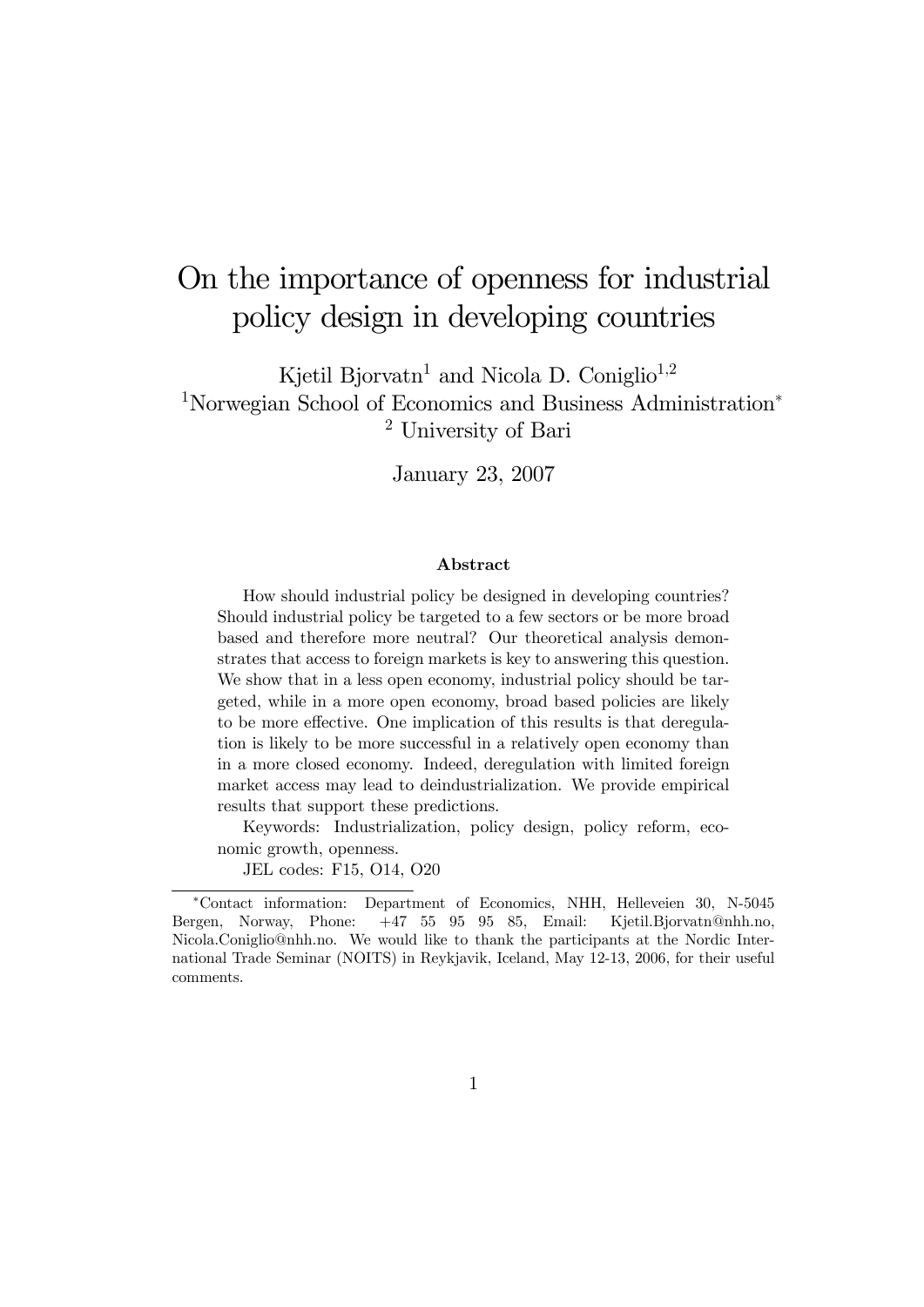# On the importance of openness for industrial policy design in developing countries

Kjetil Bjorvatn[1] and Nicola D. Coniglio[1,2]

[1]Norwegian School of Economics and Business Administration*

[2] University of Bari

January 23, 2007

### Abstract

How should industrial policy be designed in developing countries? Should industrial policy be targeted to a few sectors or be more broad based and therefore more neutral? Our theoretical analysis demonstrates that access to foreign markets is key to answering this question. We show that in a less open economy, industrial policy should be targeted, while in a more open economy, broad based policies are likely to be more effective. One implication of this results is that deregulation is likely to be more successful in a relatively open economy than in a more closed economy. Indeed, deregulation with limited foreign market access may lead to deindustrialization. We provide empirical results that support these predictions.

Keywords: Industrialization, policy design, policy reform, economic growth, openness.

JEL codes: F15, O14, O20

---

*Contact information: Department of Economics, NHH, Helleveien 30, N-5045 Bergen, Norway, Phone: +47 55 95 95 85, Email: Kjetil.Bjorvatn@nhh.no, Nicola.Coniglio@nhh.no. We would like to thank the participants at the Nordic International Trade Seminar (NOITS) in Reykjavik, Iceland, May 12-13, 2006, for their useful comments.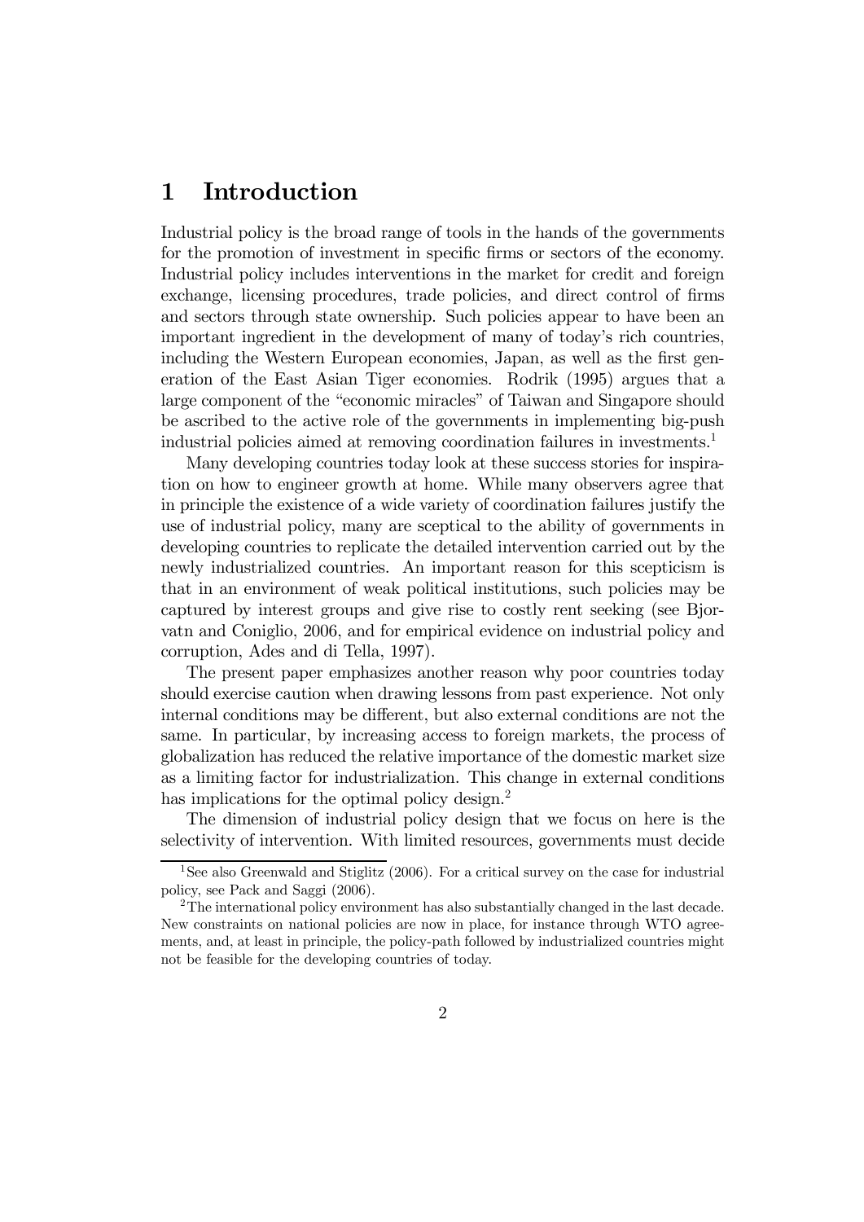# 1 Introduction

Industrial policy is the broad range of tools in the hands of the governments for the promotion of investment in specific firms or sectors of the economy. Industrial policy includes interventions in the market for credit and foreign exchange, licensing procedures, trade policies, and direct control of firms and sectors through state ownership. Such policies appear to have been an important ingredient in the development of many of today's rich countries, including the Western European economies, Japan, as well as the first generation of the East Asian Tiger economies. Rodrik (1995) argues that a large component of the "economic miracles" of Taiwan and Singapore should be ascribed to the active role of the governments in implementing big-push industrial policies aimed at removing coordination failures in investments.[1]

Many developing countries today look at these success stories for inspiration on how to engineer growth at home. While many observers agree that in principle the existence of a wide variety of coordination failures justify the use of industrial policy, many are sceptical to the ability of governments in developing countries to replicate the detailed intervention carried out by the newly industrialized countries. An important reason for this scepticism is that in an environment of weak political institutions, such policies may be captured by interest groups and give rise to costly rent seeking (see Bjorvatn and Coniglio, 2006, and for empirical evidence on industrial policy and corruption, Ades and di Tella, 1997).

The present paper emphasizes another reason why poor countries today should exercise caution when drawing lessons from past experience. Not only internal conditions may be different, but also external conditions are not the same. In particular, by increasing access to foreign markets, the process of globalization has reduced the relative importance of the domestic market size as a limiting factor for industrialization. This change in external conditions has implications for the optimal policy design.[2]

The dimension of industrial policy design that we focus on here is the selectivity of intervention. With limited resources, governments must decide

[1] See also Greenwald and Stiglitz (2006). For a critical survey on the case for industrial policy, see Pack and Saggi (2006).

[2] The international policy environment has also substantially changed in the last decade. New constraints on national policies are now in place, for instance through WTO agreements, and, at least in principle, the policy-path followed by industrialized countries might not be feasible for the developing countries of today.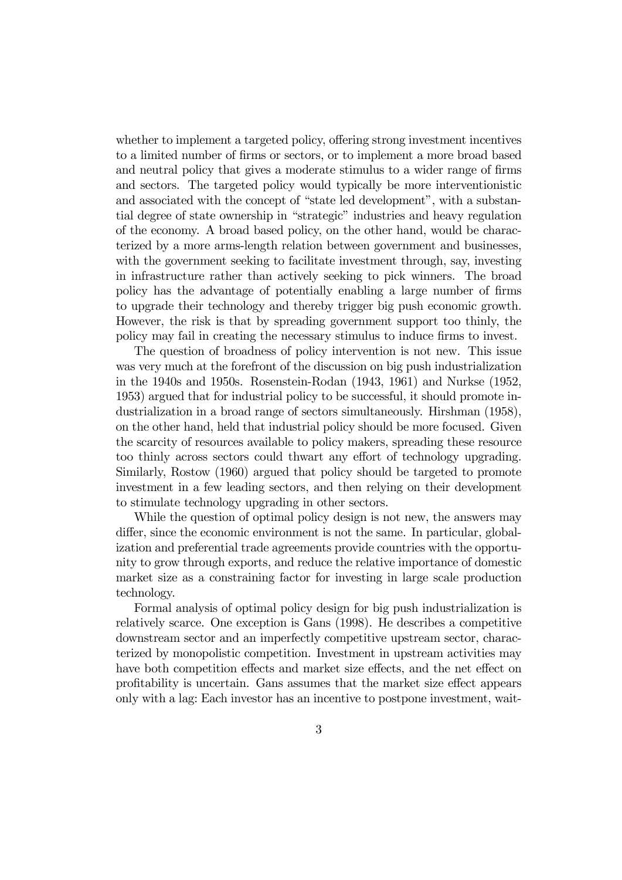whether to implement a targeted policy, offering strong investment incentives to a limited number of firms or sectors, or to implement a more broad based and neutral policy that gives a moderate stimulus to a wider range of firms and sectors. The targeted policy would typically be more interventionistic and associated with the concept of "state led development", with a substantial degree of state ownership in "strategic" industries and heavy regulation of the economy. A broad based policy, on the other hand, would be characterized by a more arms-length relation between government and businesses, with the government seeking to facilitate investment through, say, investing in infrastructure rather than actively seeking to pick winners. The broad policy has the advantage of potentially enabling a large number of firms to upgrade their technology and thereby trigger big push economic growth. However, the risk is that by spreading government support too thinly, the policy may fail in creating the necessary stimulus to induce firms to invest.

The question of broadness of policy intervention is not new. This issue was very much at the forefront of the discussion on big push industrialization in the 1940s and 1950s. Rosenstein-Rodan (1943, 1961) and Nurkse (1952, 1953) argued that for industrial policy to be successful, it should promote industrialization in a broad range of sectors simultaneously. Hirshman (1958), on the other hand, held that industrial policy should be more focused. Given the scarcity of resources available to policy makers, spreading these resource too thinly across sectors could thwart any effort of technology upgrading. Similarly, Rostow (1960) argued that policy should be targeted to promote investment in a few leading sectors, and then relying on their development to stimulate technology upgrading in other sectors.

While the question of optimal policy design is not new, the answers may differ, since the economic environment is not the same. In particular, globalization and preferential trade agreements provide countries with the opportunity to grow through exports, and reduce the relative importance of domestic market size as a constraining factor for investing in large scale production technology.

Formal analysis of optimal policy design for big push industrialization is relatively scarce. One exception is Gans (1998). He describes a competitive downstream sector and an imperfectly competitive upstream sector, characterized by monopolistic competition. Investment in upstream activities may have both competition effects and market size effects, and the net effect on profitability is uncertain. Gans assumes that the market size effect appears only with a lag: Each investor has an incentive to postpone investment, wait-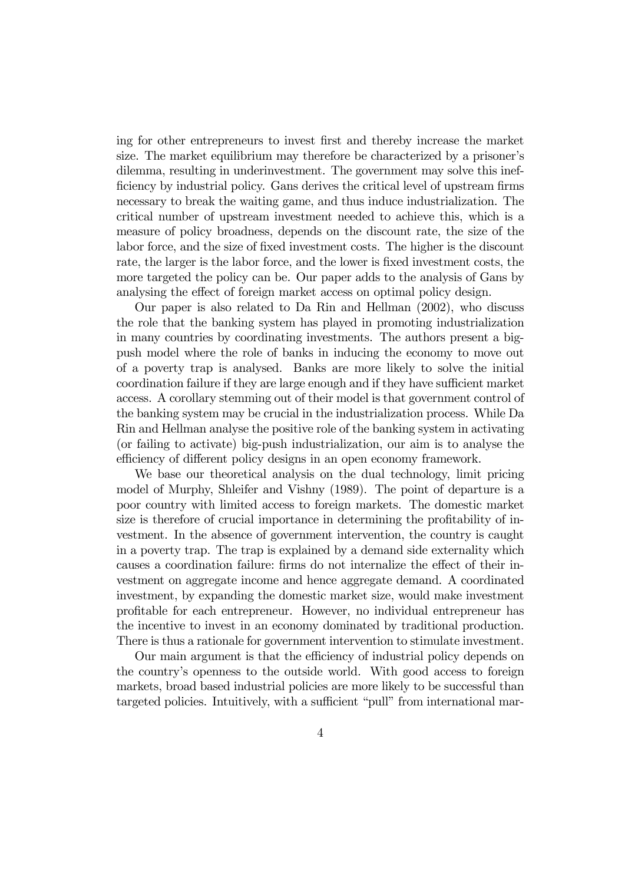ing for other entrepreneurs to invest first and thereby increase the market size. The market equilibrium may therefore be characterized by a prisoner's dilemma, resulting in underinvestment. The government may solve this inefficiency by industrial policy. Gans derives the critical level of upstream firms necessary to break the waiting game, and thus induce industrialization. The critical number of upstream investment needed to achieve this, which is a measure of policy broadness, depends on the discount rate, the size of the labor force, and the size of fixed investment costs. The higher is the discount rate, the larger is the labor force, and the lower is fixed investment costs, the more targeted the policy can be. Our paper adds to the analysis of Gans by analysing the effect of foreign market access on optimal policy design.

Our paper is also related to Da Rin and Hellman (2002), who discuss the role that the banking system has played in promoting industrialization in many countries by coordinating investments. The authors present a big-push model where the role of banks in inducing the economy to move out of a poverty trap is analysed. Banks are more likely to solve the initial coordination failure if they are large enough and if they have sufficient market access. A corollary stemming out of their model is that government control of the banking system may be crucial in the industrialization process. While Da Rin and Hellman analyse the positive role of the banking system in activating (or failing to activate) big-push industrialization, our aim is to analyse the efficiency of different policy designs in an open economy framework.

We base our theoretical analysis on the dual technology, limit pricing model of Murphy, Shleifer and Vishny (1989). The point of departure is a poor country with limited access to foreign markets. The domestic market size is therefore of crucial importance in determining the profitability of investment. In the absence of government intervention, the country is caught in a poverty trap. The trap is explained by a demand side externality which causes a coordination failure: firms do not internalize the effect of their investment on aggregate income and hence aggregate demand. A coordinated investment, by expanding the domestic market size, would make investment profitable for each entrepreneur. However, no individual entrepreneur has the incentive to invest in an economy dominated by traditional production. There is thus a rationale for government intervention to stimulate investment.

Our main argument is that the efficiency of industrial policy depends on the country's openness to the outside world. With good access to foreign markets, broad based industrial policies are more likely to be successful than targeted policies. Intuitively, with a sufficient "pull" from international mar-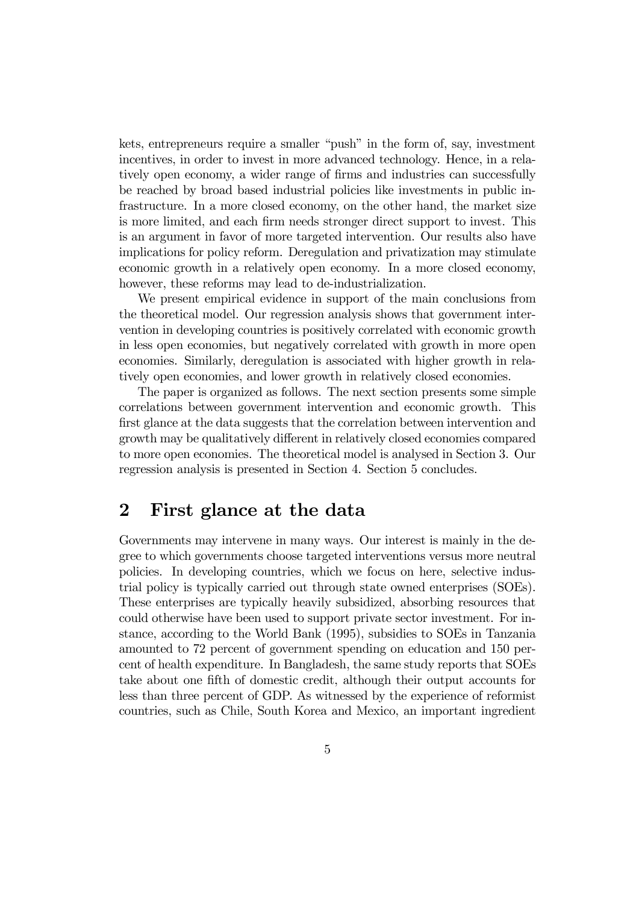kets, entrepreneurs require a smaller "push" in the form of, say, investment incentives, in order to invest in more advanced technology. Hence, in a relatively open economy, a wider range of firms and industries can successfully be reached by broad based industrial policies like investments in public infrastructure. In a more closed economy, on the other hand, the market size is more limited, and each firm needs stronger direct support to invest. This is an argument in favor of more targeted intervention. Our results also have implications for policy reform. Deregulation and privatization may stimulate economic growth in a relatively open economy. In a more closed economy, however, these reforms may lead to de-industrialization.

We present empirical evidence in support of the main conclusions from the theoretical model. Our regression analysis shows that government intervention in developing countries is positively correlated with economic growth in less open economies, but negatively correlated with growth in more open economies. Similarly, deregulation is associated with higher growth in relatively open economies, and lower growth in relatively closed economies.

The paper is organized as follows. The next section presents some simple correlations between government intervention and economic growth. This first glance at the data suggests that the correlation between intervention and growth may be qualitatively different in relatively closed economies compared to more open economies. The theoretical model is analysed in Section 3. Our regression analysis is presented in Section 4. Section 5 concludes.

## 2 First glance at the data

Governments may intervene in many ways. Our interest is mainly in the degree to which governments choose targeted interventions versus more neutral policies. In developing countries, which we focus on here, selective industrial policy is typically carried out through state owned enterprises (SOEs). These enterprises are typically heavily subsidized, absorbing resources that could otherwise have been used to support private sector investment. For instance, according to the World Bank (1995), subsidies to SOEs in Tanzania amounted to 72 percent of government spending on education and 150 percent of health expenditure. In Bangladesh, the same study reports that SOEs take about one fifth of domestic credit, although their output accounts for less than three percent of GDP. As witnessed by the experience of reformist countries, such as Chile, South Korea and Mexico, an important ingredient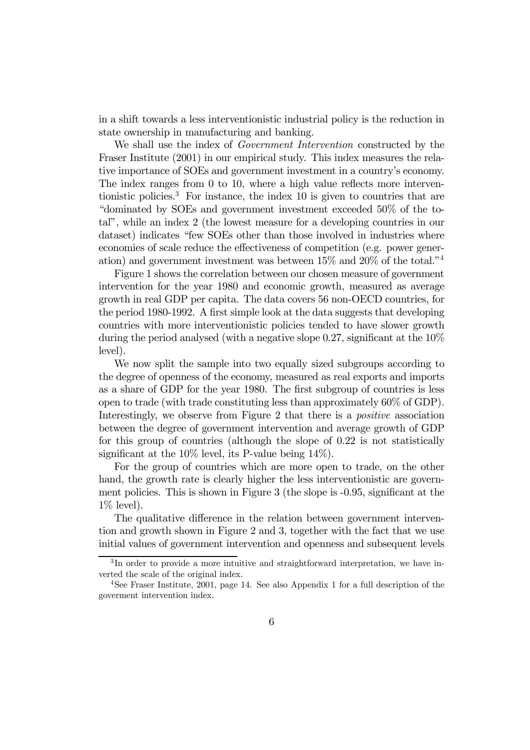in a shift towards a less interventionistic industrial policy is the reduction in state ownership in manufacturing and banking.

We shall use the index of *Government Intervention* constructed by the Fraser Institute (2001) in our empirical study. This index measures the relative importance of SOEs and government investment in a country's economy. The index ranges from 0 to 10, where a high value reflects more interventionistic policies.[3] For instance, the index 10 is given to countries that are "dominated by SOEs and government investment exceeded 50% of the total", while an index 2 (the lowest measure for a developing countries in our dataset) indicates "few SOEs other than those involved in industries where economies of scale reduce the effectiveness of competition (e.g. power generation) and government investment was between 15% and 20% of the total."[4]

Figure 1 shows the correlation between our chosen measure of government intervention for the year 1980 and economic growth, measured as average growth in real GDP per capita. The data covers 56 non-OECD countries, for the period 1980-1992. A first simple look at the data suggests that developing countries with more interventionistic policies tended to have slower growth during the period analysed (with a negative slope 0.27, significant at the 10% level).

We now split the sample into two equally sized subgroups according to the degree of openness of the economy, measured as real exports and imports as a share of GDP for the year 1980. The first subgroup of countries is less open to trade (with trade constituting less than approximately 60% of GDP). Interestingly, we observe from Figure 2 that there is a *positive* association between the degree of government intervention and average growth of GDP for this group of countries (although the slope of 0.22 is not statistically significant at the 10% level, its P-value being 14%).

For the group of countries which are more open to trade, on the other hand, the growth rate is clearly higher the less interventionistic are government policies. This is shown in Figure 3 (the slope is -0.95, significant at the 1% level).

The qualitative difference in the relation between government intervention and growth shown in Figure 2 and 3, together with the fact that we use initial values of government intervention and openness and subsequent levels

[3] In order to provide a more intuitive and straightforward interpretation, we have inverted the scale of the original index.

[4] See Fraser Institute, 2001, page 14. See also Appendix 1 for a full description of the goverment intervention index.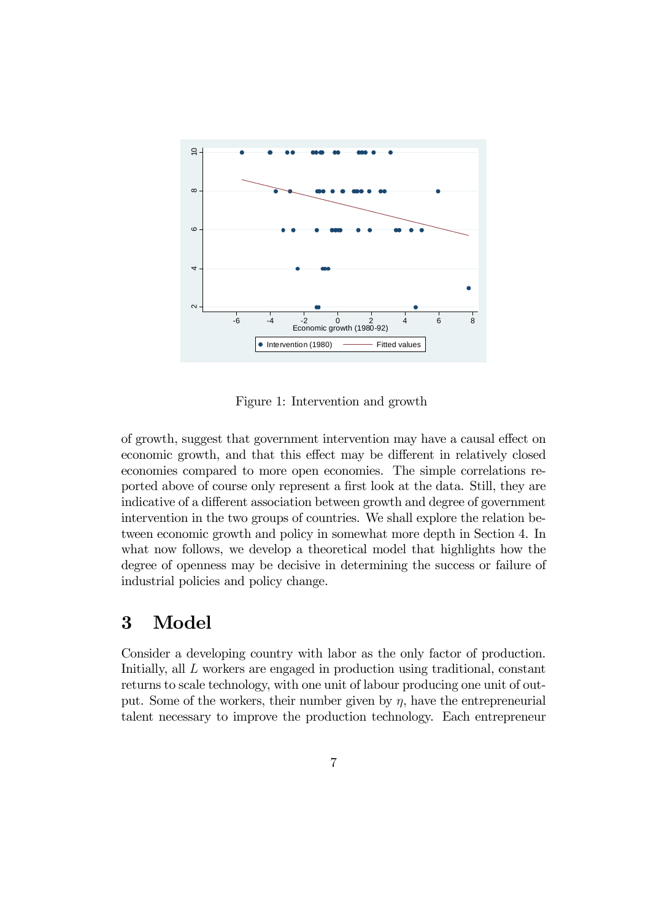Figure 1: Intervention and growth

of growth, suggest that government intervention may have a causal effect on economic growth, and that this effect may be different in relatively closed economies compared to more open economies. The simple correlations reported above of course only represent a first look at the data. Still, they are indicative of a different association between growth and degree of government intervention in the two groups of countries. We shall explore the relation between economic growth and policy in somewhat more depth in Section 4. In what now follows, we develop a theoretical model that highlights how the degree of openness may be decisive in determining the success or failure of industrial policies and policy change.

# 3 Model

Consider a developing country with labor as the only factor of production. Initially, all $L$ workers are engaged in production using traditional, constant returns to scale technology, with one unit of labour producing one unit of output. Some of the workers, their number given by $\eta$, have the entrepreneurial talent necessary to improve the production technology. Each entrepreneur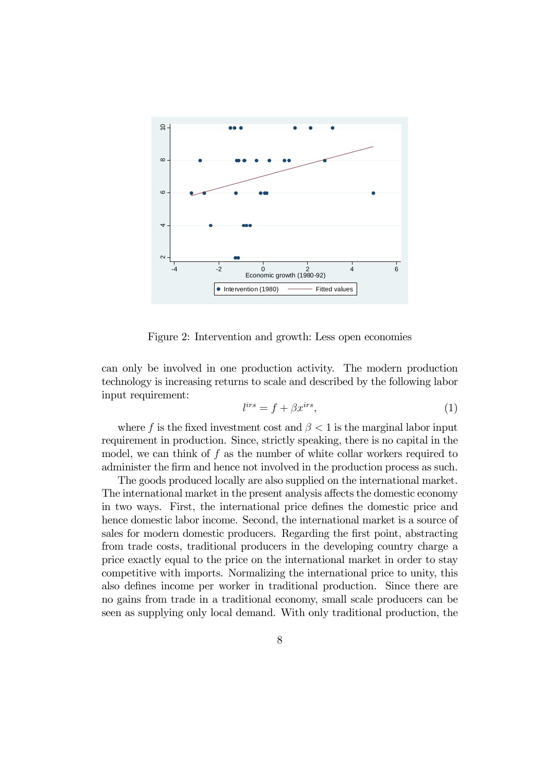Figure 2: Intervention and growth: Less open economies

can only be involved in one production activity. The modern production technology is increasing returns to scale and described by the following labor input requirement:

$$l^{irs} = f + \beta x^{irs}, \tag{1}$$

where $f$ is the fixed investment cost and $\beta < 1$ is the marginal labor input requirement in production. Since, strictly speaking, there is no capital in the model, we can think of $f$ as the number of white collar workers required to administer the firm and hence not involved in the production process as such.

The goods produced locally are also supplied on the international market. The international market in the present analysis affects the domestic economy in two ways. First, the international price defines the domestic price and hence domestic labor income. Second, the international market is a source of sales for modern domestic producers. Regarding the first point, abstracting from trade costs, traditional producers in the developing country charge a price exactly equal to the price on the international market in order to stay competitive with imports. Normalizing the international price to unity, this also defines income per worker in traditional production. Since there are no gains from trade in a traditional economy, small scale producers can be seen as supplying only local demand. With only traditional production, the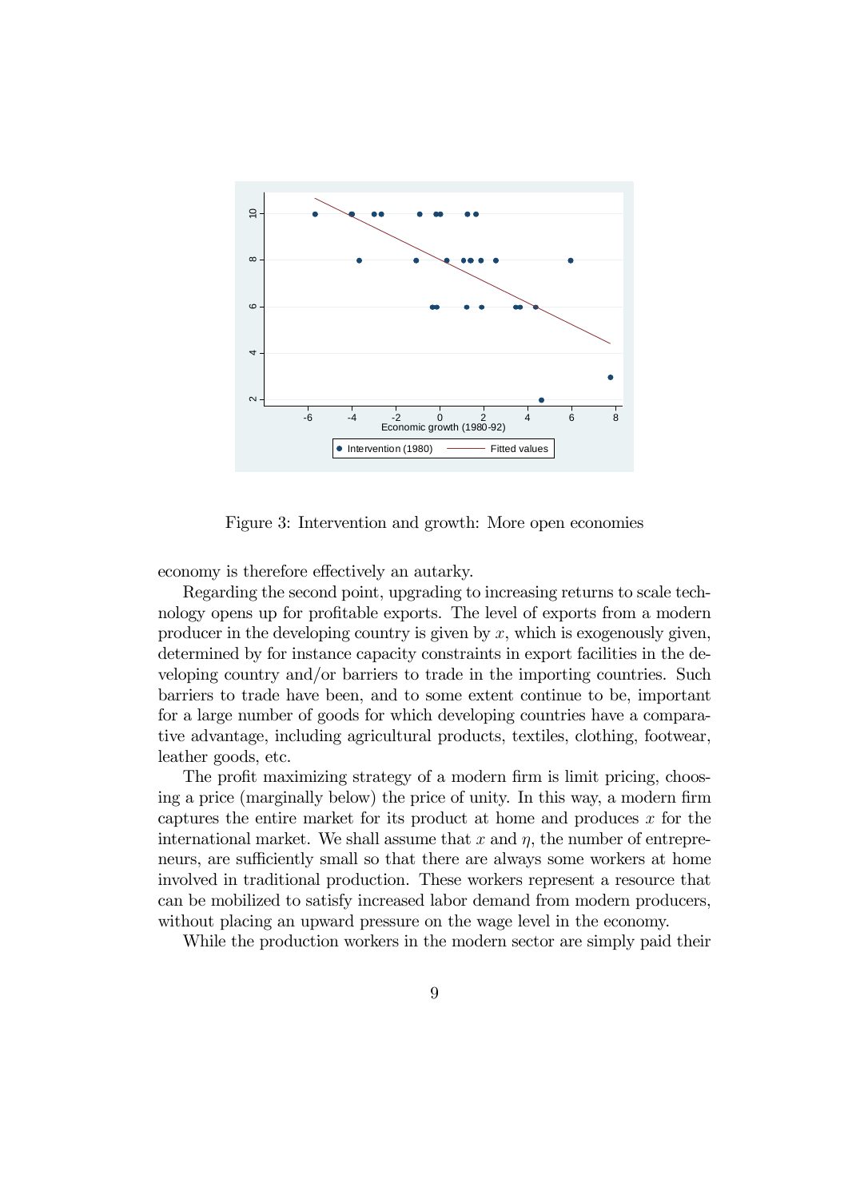Figure 3: Intervention and growth: More open economies

economy is therefore effectively an autarky.

Regarding the second point, upgrading to increasing returns to scale technology opens up for profitable exports. The level of exports from a modern producer in the developing country is given by $x$, which is exogenously given, determined by for instance capacity constraints in export facilities in the developing country and/or barriers to trade in the importing countries. Such barriers to trade have been, and to some extent continue to be, important for a large number of goods for which developing countries have a comparative advantage, including agricultural products, textiles, clothing, footwear, leather goods, etc.

The profit maximizing strategy of a modern firm is limit pricing, choosing a price (marginally below) the price of unity. In this way, a modern firm captures the entire market for its product at home and produces $x$ for the international market. We shall assume that $x$ and $\eta$, the number of entrepreneurs, are sufficiently small so that there are always some workers at home involved in traditional production. These workers represent a resource that can be mobilized to satisfy increased labor demand from modern producers, without placing an upward pressure on the wage level in the economy.

While the production workers in the modern sector are simply paid their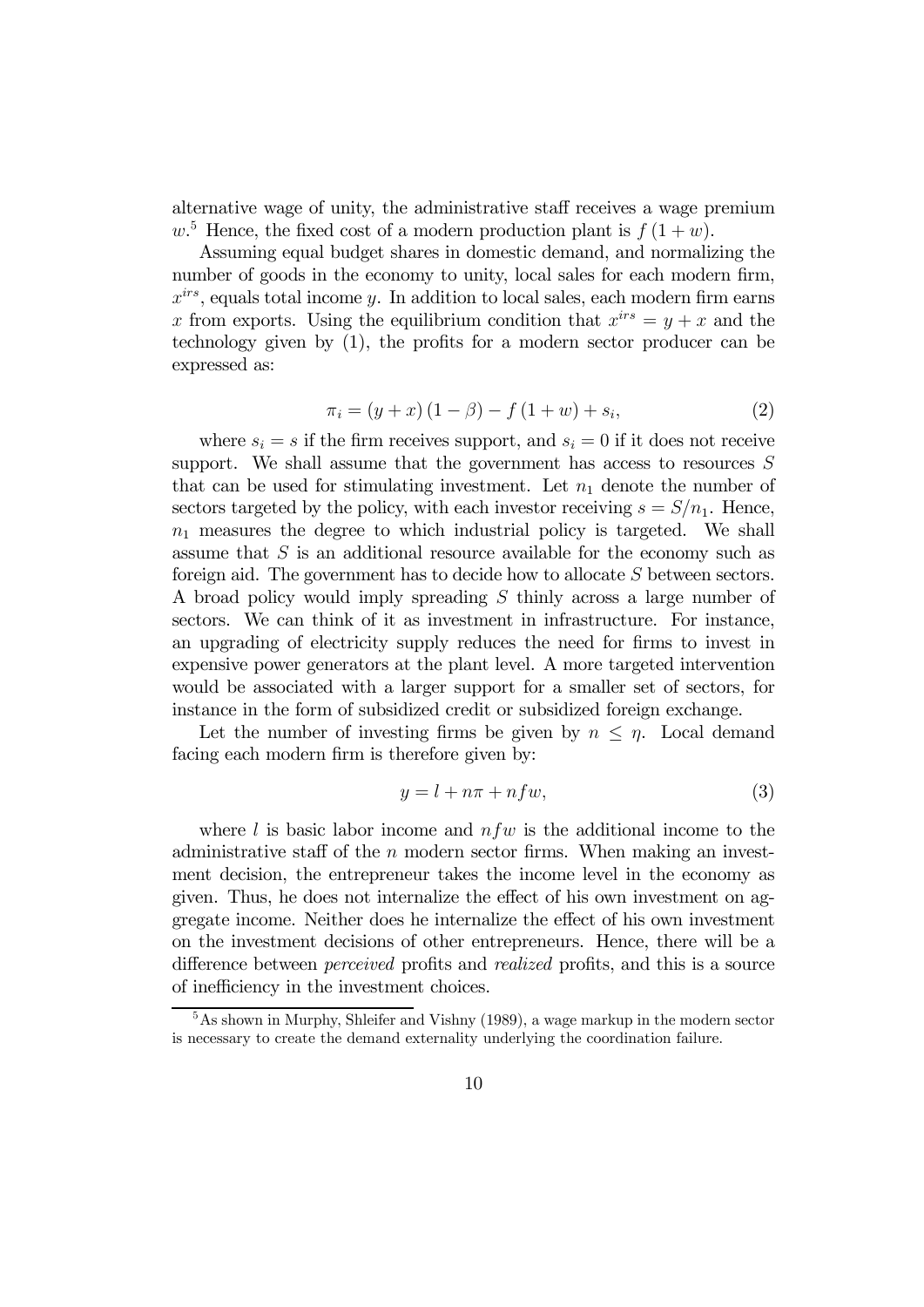alternative wage of unity, the administrative staff receives a wage premium $w$.[5] Hence, the fixed cost of a modern production plant is $f(1+w)$.

Assuming equal budget shares in domestic demand, and normalizing the number of goods in the economy to unity, local sales for each modern firm, $x^{irs}$, equals total income $y$. In addition to local sales, each modern firm earns $x$ from exports. Using the equilibrium condition that $x^{irs} = y + x$ and the technology given by (1), the profits for a modern sector producer can be expressed as:

$$\pi_i = (y + x)(1 - \beta) - f(1 + w) + s_i, \tag{2}$$

where $s_i = s$ if the firm receives support, and $s_i = 0$ if it does not receive support. We shall assume that the government has access to resources $S$ that can be used for stimulating investment. Let $n_1$ denote the number of sectors targeted by the policy, with each investor receiving $s = S/n_1$. Hence, $n_1$ measures the degree to which industrial policy is targeted. We shall assume that $S$ is an additional resource available for the economy such as foreign aid. The government has to decide how to allocate $S$ between sectors. A broad policy would imply spreading $S$ thinly across a large number of sectors. We can think of it as investment in infrastructure. For instance, an upgrading of electricity supply reduces the need for firms to invest in expensive power generators at the plant level. A more targeted intervention would be associated with a larger support for a smaller set of sectors, for instance in the form of subsidized credit or subsidized foreign exchange.

Let the number of investing firms be given by $n \leq \eta$. Local demand facing each modern firm is therefore given by:

$$y = l + n\pi + nfw, \tag{3}$$

where $l$ is basic labor income and $nfw$ is the additional income to the administrative staff of the $n$ modern sector firms. When making an investment decision, the entrepreneur takes the income level in the economy as given. Thus, he does not internalize the effect of his own investment on aggregate income. Neither does he internalize the effect of his own investment on the investment decisions of other entrepreneurs. Hence, there will be a difference between *perceived* profits and *realized* profits, and this is a source of inefficiency in the investment choices.

[5] As shown in Murphy, Shleifer and Vishny (1989), a wage markup in the modern sector is necessary to create the demand externality underlying the coordination failure.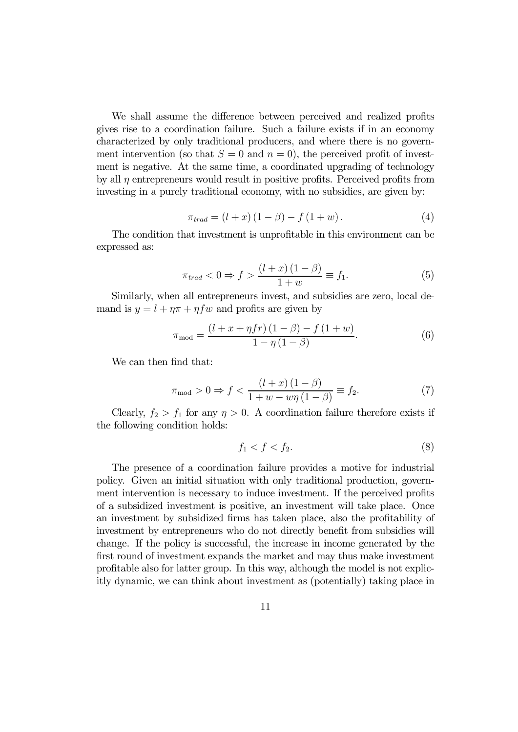We shall assume the difference between perceived and realized profits gives rise to a coordination failure. Such a failure exists if in an economy characterized by only traditional producers, and where there is no government intervention (so that $S = 0$ and $n = 0$), the perceived profit of investment is negative. At the same time, a coordinated upgrading of technology by all $\eta$ entrepreneurs would result in positive profits. Perceived profits from investing in a purely traditional economy, with no subsidies, are given by:

$$\pi_{trad} = (l + x)(1 - \beta) - f(1 + w). \tag{4}$$

The condition that investment is unprofitable in this environment can be expressed as:

$$\pi_{trad} < 0 \Rightarrow f > \frac{(l + x)(1 - \beta)}{1 + w} \equiv f_1. \tag{5}$$

Similarly, when all entrepreneurs invest, and subsidies are zero, local demand is $y = l + \eta\pi + \eta f w$ and profits are given by

$$\pi_{\text{mod}} = \frac{(l + x + \eta f r)(1 - \beta) - f(1 + w)}{1 - \eta(1 - \beta)}. \tag{6}$$

We can then find that:

$$\pi_{\text{mod}} > 0 \Rightarrow f < \frac{(l + x)(1 - \beta)}{1 + w - w\eta(1 - \beta)} \equiv f_2. \tag{7}$$

Clearly, $f_2 > f_1$ for any $\eta > 0$. A coordination failure therefore exists if the following condition holds:

$$f_1 < f < f_2. \tag{8}$$

The presence of a coordination failure provides a motive for industrial policy. Given an initial situation with only traditional production, government intervention is necessary to induce investment. If the perceived profits of a subsidized investment is positive, an investment will take place. Once an investment by subsidized firms has taken place, also the profitability of investment by entrepreneurs who do not directly benefit from subsidies will change. If the policy is successful, the increase in income generated by the first round of investment expands the market and may thus make investment profitable also for latter group. In this way, although the model is not explicitly dynamic, we can think about investment as (potentially) taking place in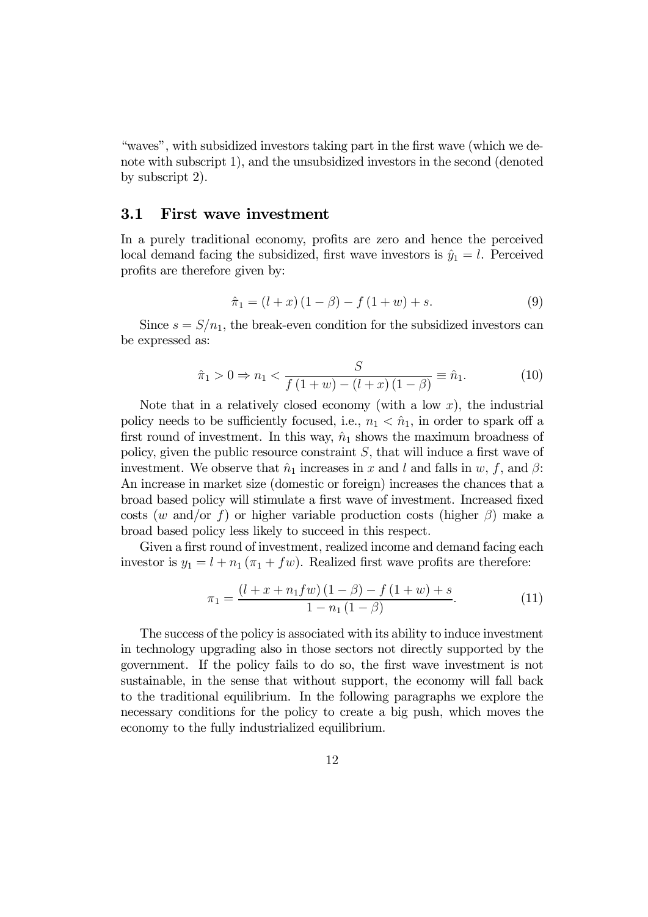"waves", with subsidized investors taking part in the first wave (which we denote with subscript 1), and the unsubsidized investors in the second (denoted by subscript 2).

### 3.1 First wave investment

In a purely traditional economy, profits are zero and hence the perceived local demand facing the subsidized, first wave investors is $\hat{y}_1 = l$. Perceived profits are therefore given by:

$$\hat{\pi}_1 = (l + x)(1 - \beta) - f(1 + w) + s. \tag{9}$$

Since $s = S/n_1$, the break-even condition for the subsidized investors can be expressed as:

$$\hat{\pi}_1 > 0 \Rightarrow n_1 < \frac{S}{f(1 + w) - (l + x)(1 - \beta)} \equiv \hat{n}_1. \tag{10}$$

Note that in a relatively closed economy (with a low $x$), the industrial policy needs to be sufficiently focused, i.e., $n_1 < \hat{n}_1$, in order to spark off a first round of investment. In this way, $\hat{n}_1$ shows the maximum broadness of policy, given the public resource constraint $S$, that will induce a first wave of investment. We observe that $\hat{n}_1$ increases in $x$ and $l$ and falls in $w$, $f$, and $\beta$: An increase in market size (domestic or foreign) increases the chances that a broad based policy will stimulate a first wave of investment. Increased fixed costs ($w$ and/or $f$) or higher variable production costs (higher $\beta$) make a broad based policy less likely to succeed in this respect.

Given a first round of investment, realized income and demand facing each investor is $y_1 = l + n_1(\pi_1 + fw)$. Realized first wave profits are therefore:

$$\pi_1 = \frac{(l + x + n_1 fw)(1 - \beta) - f(1 + w) + s}{1 - n_1(1 - \beta)}. \tag{11}$$

The success of the policy is associated with its ability to induce investment in technology upgrading also in those sectors not directly supported by the government. If the policy fails to do so, the first wave investment is not sustainable, in the sense that without support, the economy will fall back to the traditional equilibrium. In the following paragraphs we explore the necessary conditions for the policy to create a big push, which moves the economy to the fully industrialized equilibrium.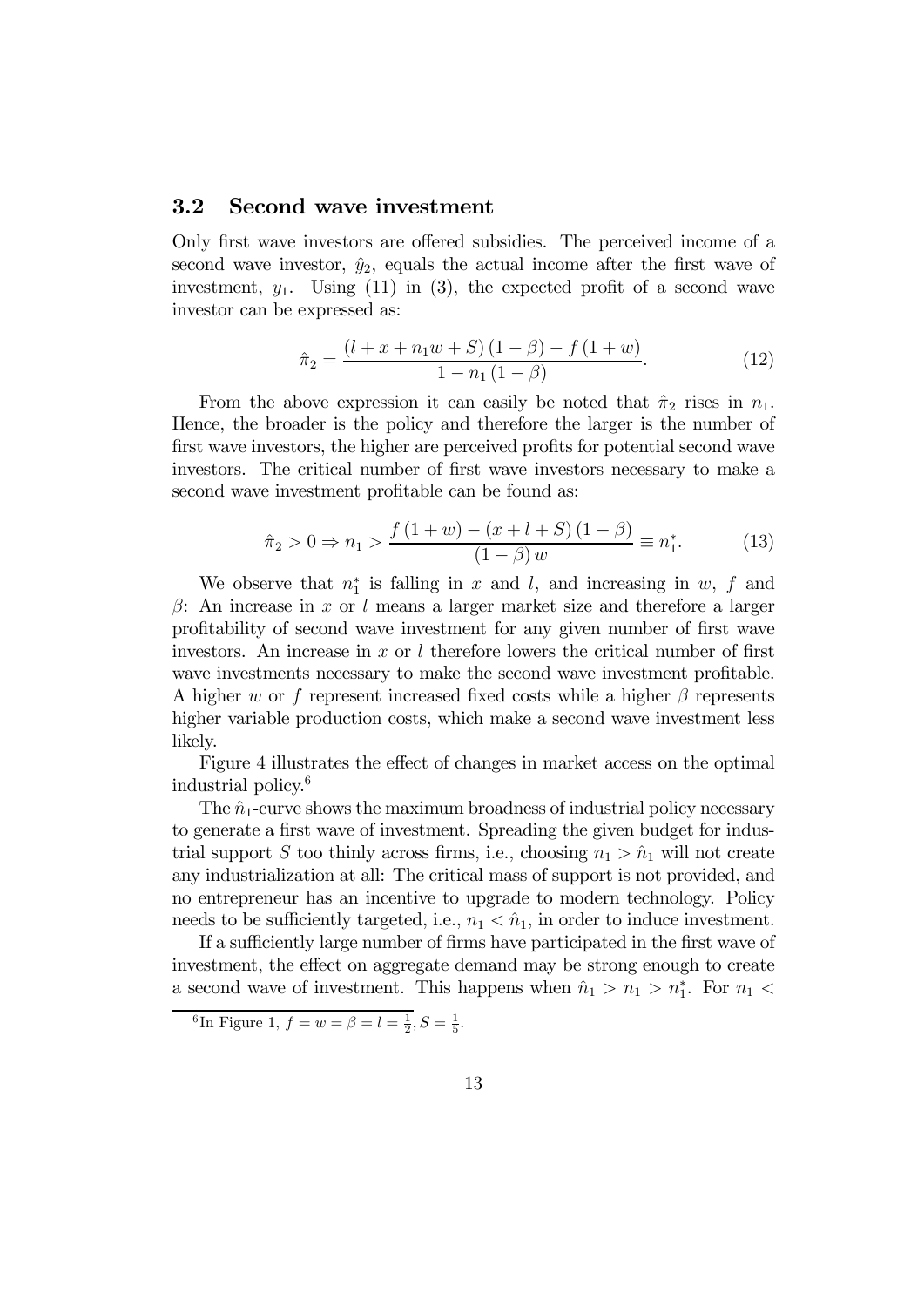### 3.2 Second wave investment

Only first wave investors are offered subsidies. The perceived income of a second wave investor, $\hat{y}_2$, equals the actual income after the first wave of investment, $y_1$. Using (11) in (3), the expected profit of a second wave investor can be expressed as:

$$\hat{\pi}_2 = \frac{(l + x + n_1 w + S)(1 - \beta) - f(1 + w)}{1 - n_1 (1 - \beta)}. \tag{12}$$

From the above expression it can easily be noted that $\hat{\pi}_2$ rises in $n_1$. Hence, the broader is the policy and therefore the larger is the number of first wave investors, the higher are perceived profits for potential second wave investors. The critical number of first wave investors necessary to make a second wave investment profitable can be found as:

$$\hat{\pi}_2 > 0 \Rightarrow n_1 > \frac{f(1 + w) - (x + l + S)(1 - \beta)}{(1 - \beta) w} \equiv n_1^*. \tag{13}$$

We observe that $n_1^*$ is falling in $x$ and $l$, and increasing in $w$, $f$ and $\beta$: An increase in $x$ or $l$ means a larger market size and therefore a larger profitability of second wave investment for any given number of first wave investors. An increase in $x$ or $l$ therefore lowers the critical number of first wave investments necessary to make the second wave investment profitable. A higher $w$ or $f$ represent increased fixed costs while a higher $\beta$ represents higher variable production costs, which make a second wave investment less likely.

Figure 4 illustrates the effect of changes in market access on the optimal industrial policy.[6]

The $\hat{n}_1$-curve shows the maximum broadness of industrial policy necessary to generate a first wave of investment. Spreading the given budget for industrial support $S$ too thinly across firms, i.e., choosing $n_1 > \hat{n}_1$ will not create any industrialization at all: The critical mass of support is not provided, and no entrepreneur has an incentive to upgrade to modern technology. Policy needs to be sufficiently targeted, i.e., $n_1 < \hat{n}_1$, in order to induce investment.

If a sufficiently large number of firms have participated in the first wave of investment, the effect on aggregate demand may be strong enough to create a second wave of investment. This happens when $\hat{n}_1 > n_1 > n_1^*$. For $n_1 <$

[6] In Figure 1, $f = w = \beta = l = \frac{1}{2}, S = \frac{1}{5}$.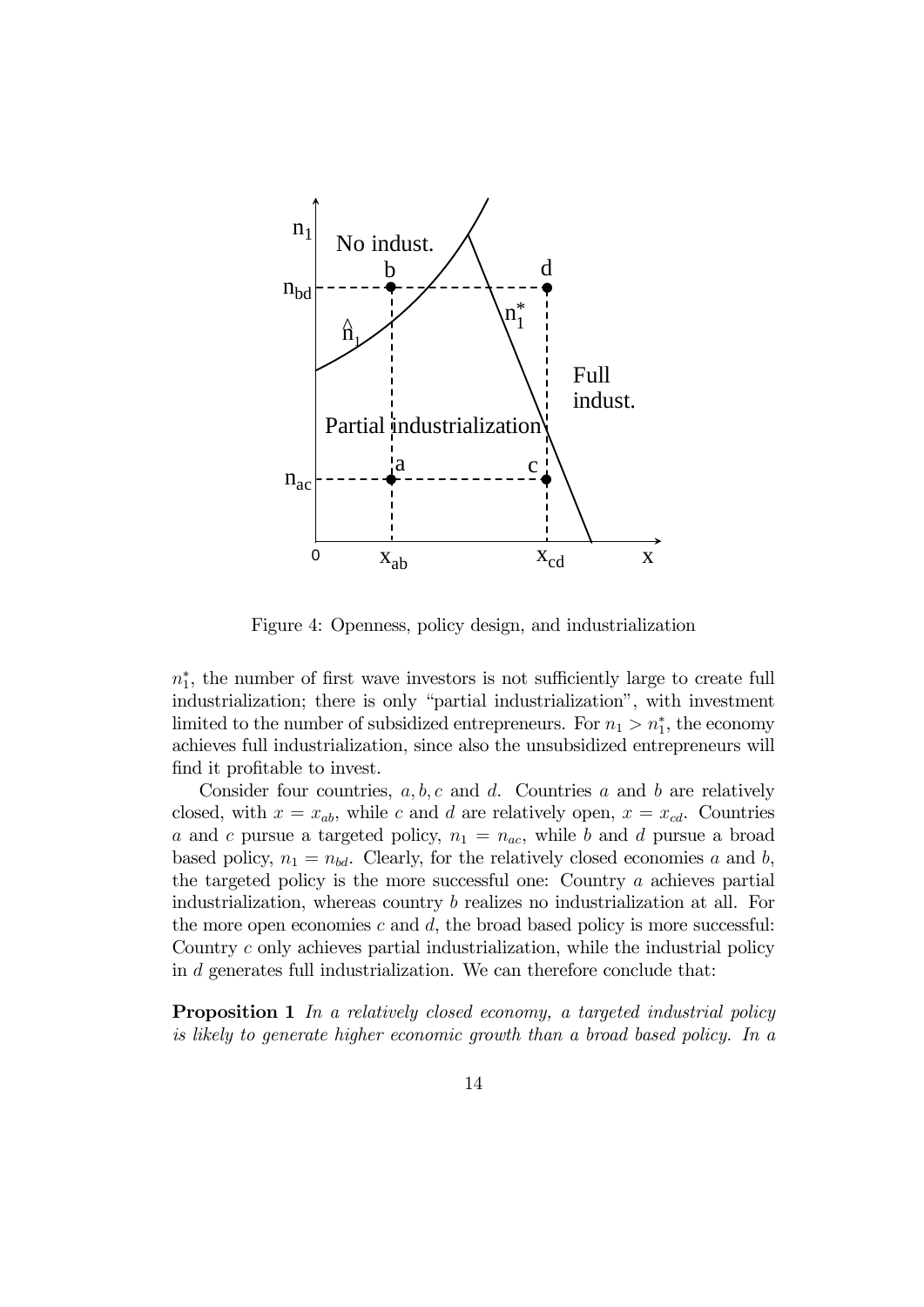Figure 4: Openness, policy design, and industrialization

$n_1^*$, the number of first wave investors is not sufficiently large to create full industrialization; there is only "partial industrialization", with investment limited to the number of subsidized entrepreneurs. For $n_1 > n_1^*$, the economy achieves full industrialization, since also the unsubsidized entrepreneurs will find it profitable to invest.

Consider four countries, $a, b, c$ and $d$. Countries $a$ and $b$ are relatively closed, with $x = x_{ab}$, while $c$ and $d$ are relatively open, $x = x_{cd}$. Countries $a$ and $c$ pursue a targeted policy, $n_1 = n_{ac}$, while $b$ and $d$ pursue a broad based policy, $n_1 = n_{bd}$. Clearly, for the relatively closed economies $a$ and $b$, the targeted policy is the more successful one: Country $a$ achieves partial industrialization, whereas country $b$ realizes no industrialization at all. For the more open economies $c$ and $d$, the broad based policy is more successful: Country $c$ only achieves partial industrialization, while the industrial policy in $d$ generates full industrialization. We can therefore conclude that:

**Proposition 1** *In a relatively closed economy, a targeted industrial policy is likely to generate higher economic growth than a broad based policy. In a*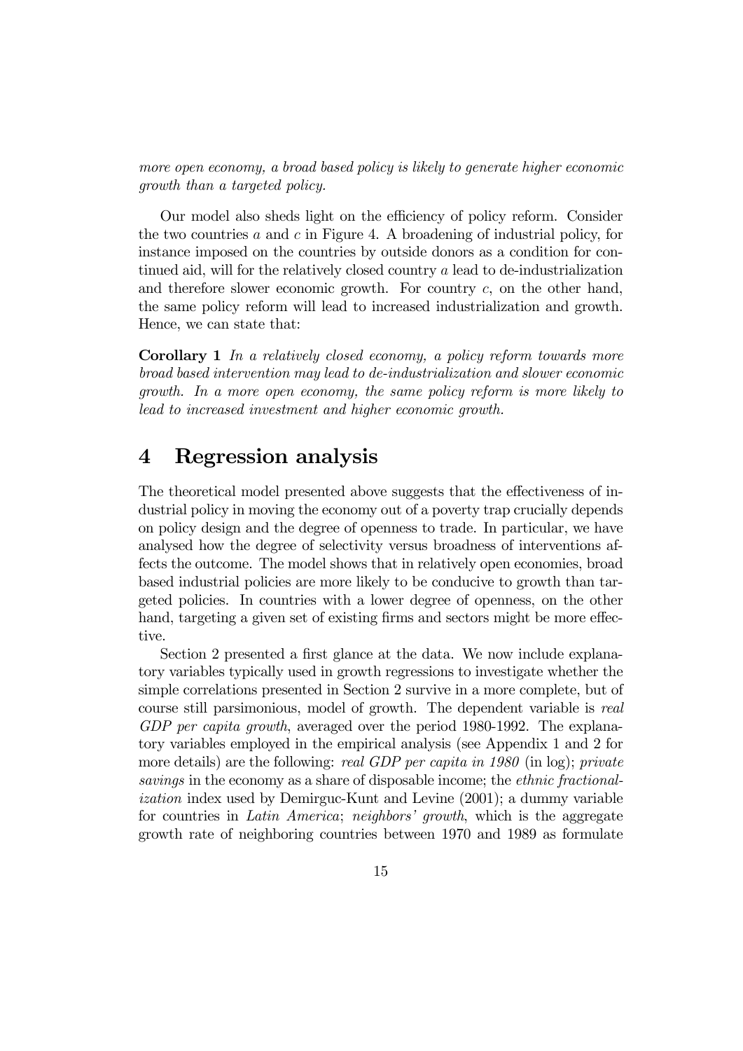*more open economy, a broad based policy is likely to generate higher economic growth than a targeted policy.*

Our model also sheds light on the efficiency of policy reform. Consider the two countries $a$ and $c$ in Figure 4. A broadening of industrial policy, for instance imposed on the countries by outside donors as a condition for continued aid, will for the relatively closed country $a$ lead to de-industrialization and therefore slower economic growth. For country $c$, on the other hand, the same policy reform will lead to increased industrialization and growth. Hence, we can state that:

**Corollary 1** *In a relatively closed economy, a policy reform towards more broad based intervention may lead to de-industrialization and slower economic growth. In a more open economy, the same policy reform is more likely to lead to increased investment and higher economic growth.*

# 4 Regression analysis

The theoretical model presented above suggests that the effectiveness of industrial policy in moving the economy out of a poverty trap crucially depends on policy design and the degree of openness to trade. In particular, we have analysed how the degree of selectivity versus broadness of interventions affects the outcome. The model shows that in relatively open economies, broad based industrial policies are more likely to be conducive to growth than targeted policies. In countries with a lower degree of openness, on the other hand, targeting a given set of existing firms and sectors might be more effective.

Section 2 presented a first glance at the data. We now include explanatory variables typically used in growth regressions to investigate whether the simple correlations presented in Section 2 survive in a more complete, but of course still parsimonious, model of growth. The dependent variable is *real GDP per capita growth*, averaged over the period 1980-1992. The explanatory variables employed in the empirical analysis (see Appendix 1 and 2 for more details) are the following: *real GDP per capita in 1980* (in log); *private savings* in the economy as a share of disposable income; the *ethnic fractionalization* index used by Demirguc-Kunt and Levine (2001); a dummy variable for countries in *Latin America*; *neighbors' growth*, which is the aggregate growth rate of neighboring countries between 1970 and 1989 as formulate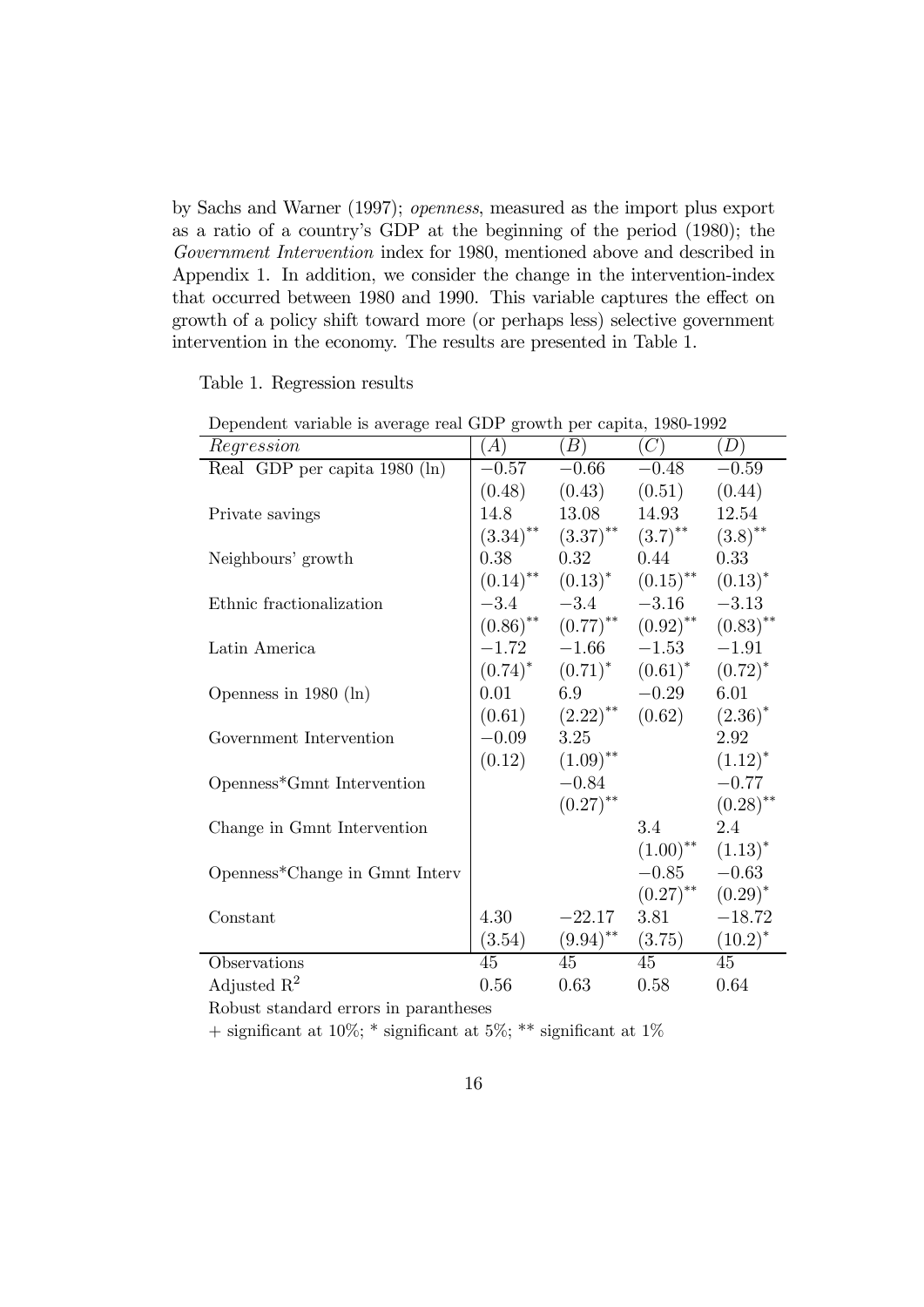by Sachs and Warner (1997); *openness*, measured as the import plus export as a ratio of a country's GDP at the beginning of the period (1980); the *Government Intervention* index for 1980, mentioned above and described in Appendix 1. In addition, we consider the change in the intervention-index that occurred between 1980 and 1990. This variable captures the effect on growth of a policy shift toward more (or perhaps less) selective government intervention in the economy. The results are presented in Table 1.

Table 1. Regression results

| Dependent variable is average real GDP growth per capita, 1980-1992 | | | | |
|---|---|---|---|---|
| *Regression* | (*A*) | (*B*) | (*C*) | (*D*) |
| Real GDP per capita 1980 (ln) | $-0.57$ | $-0.66$ | $-0.48$ | $-0.59$ |
| | (0.48) | (0.43) | (0.51) | (0.44) |
| Private savings | 14.8 | 13.08 | 14.93 | 12.54 |
| | $(3.34)^{**}$ | $(3.37)^{**}$ | $(3.7)^{**}$ | $(3.8)^{**}$ |
| Neighbours' growth | 0.38 | 0.32 | 0.44 | 0.33 |
| | $(0.14)^{**}$ | $(0.13)^{*}$ | $(0.15)^{**}$ | $(0.13)^{*}$ |
| Ethnic fractionalization | $-3.4$ | $-3.4$ | $-3.16$ | $-3.13$ |
| | $(0.86)^{**}$ | $(0.77)^{**}$ | $(0.92)^{**}$ | $(0.83)^{**}$ |
| Latin America | $-1.72$ | $-1.66$ | $-1.53$ | $-1.91$ |
| | $(0.74)^{*}$ | $(0.71)^{*}$ | $(0.61)^{*}$ | $(0.72)^{*}$ |
| Openness in 1980 (ln) | 0.01 | 6.9 | $-0.29$ | 6.01 |
| | (0.61) | $(2.22)^{**}$ | (0.62) | $(2.36)^{*}$ |
| Government Intervention | $-0.09$ | 3.25 | | 2.92 |
| | (0.12) | $(1.09)^{**}$ | | $(1.12)^{*}$ |
| Openness*Gmnt Intervention | | $-0.84$ | | $-0.77$ |
| | | $(0.27)^{**}$ | | $(0.28)^{**}$ |
| Change in Gmnt Intervention | | | 3.4 | 2.4 |
| | | | $(1.00)^{**}$ | $(1.13)^{*}$ |
| Openness*Change in Gmnt Interv | | | $-0.85$ | $-0.63$ |
| | | | $(0.27)^{**}$ | $(0.29)^{*}$ |
| Constant | 4.30 | $-22.17$ | 3.81 | $-18.72$ |
| | (3.54) | $(9.94)^{**}$ | (3.75) | $(10.2)^{*}$ |
| Observations | 45 | 45 | 45 | 45 |
| Adjusted $R^2$ | 0.56 | 0.63 | 0.58 | 0.64 |

Robust standard errors in parantheses

+ significant at 10%; * significant at 5%; ** significant at 1%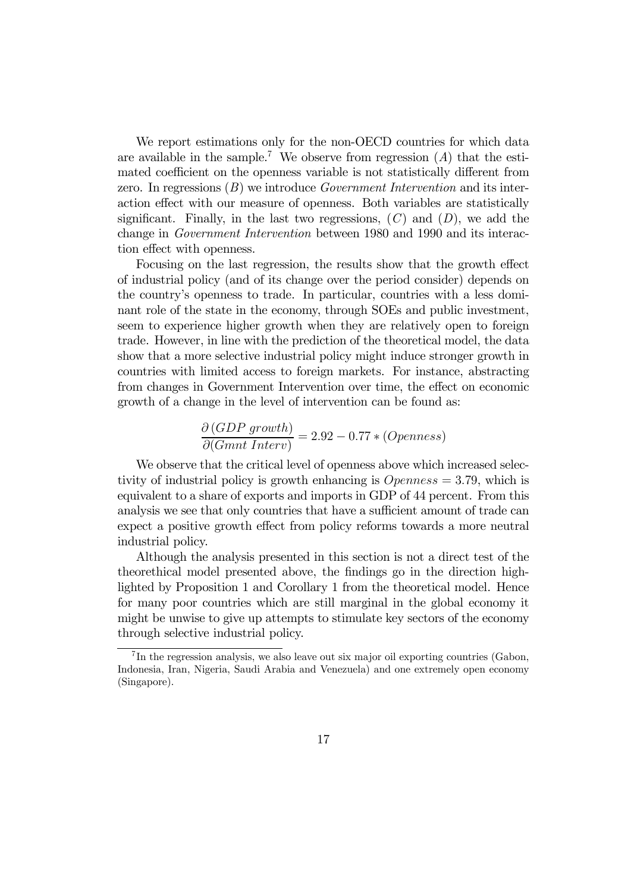We report estimations only for the non-OECD countries for which data are available in the sample.[7] We observe from regression $(A)$ that the estimated coefficient on the openness variable is not statistically different from zero. In regressions $(B)$ we introduce *Government Intervention* and its interaction effect with our measure of openness. Both variables are statistically significant. Finally, in the last two regressions, $(C)$ and $(D)$, we add the change in *Government Intervention* between 1980 and 1990 and its interaction effect with openness.

Focusing on the last regression, the results show that the growth effect of industrial policy (and of its change over the period consider) depends on the country's openness to trade. In particular, countries with a less dominant role of the state in the economy, through SOEs and public investment, seem to experience higher growth when they are relatively open to foreign trade. However, in line with the prediction of the theoretical model, the data show that a more selective industrial policy might induce stronger growth in countries with limited access to foreign markets. For instance, abstracting from changes in Government Intervention over time, the effect on economic growth of a change in the level of intervention can be found as:

$$\frac{\partial \left(GDP\ growth\right)}{\partial (Gmnt\ Interv)} = 2.92 - 0.77 * (Openness)$$

We observe that the critical level of openness above which increased selectivity of industrial policy is growth enhancing is $Openness = 3.79$, which is equivalent to a share of exports and imports in GDP of 44 percent. From this analysis we see that only countries that have a sufficient amount of trade can expect a positive growth effect from policy reforms towards a more neutral industrial policy.

Although the analysis presented in this section is not a direct test of the theorethical model presented above, the findings go in the direction highlighted by Proposition 1 and Corollary 1 from the theoretical model. Hence for many poor countries which are still marginal in the global economy it might be unwise to give up attempts to stimulate key sectors of the economy through selective industrial policy.

[7] In the regression analysis, we also leave out six major oil exporting countries (Gabon, Indonesia, Iran, Nigeria, Saudi Arabia and Venezuela) and one extremely open economy (Singapore).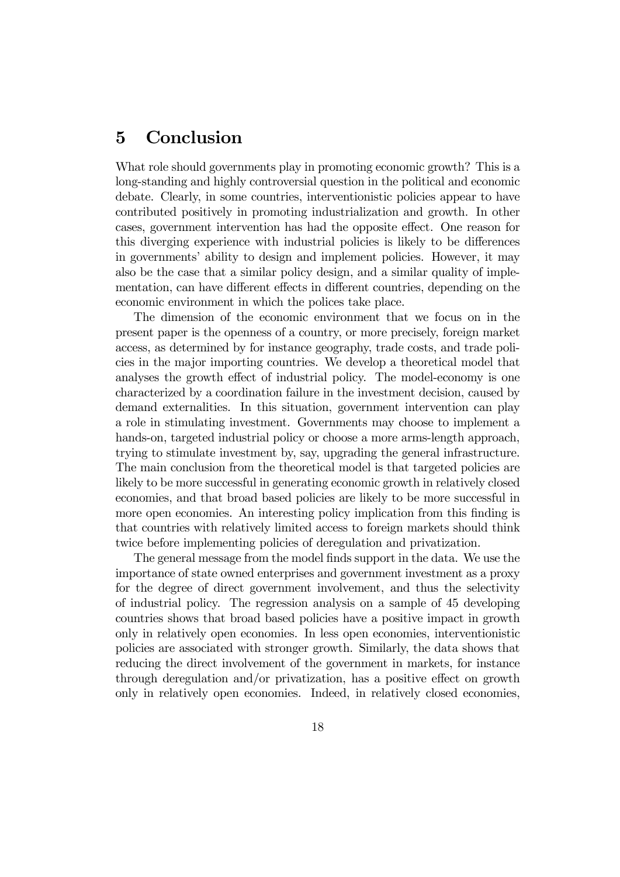# 5 Conclusion

What role should governments play in promoting economic growth? This is a long-standing and highly controversial question in the political and economic debate. Clearly, in some countries, interventionistic policies appear to have contributed positively in promoting industrialization and growth. In other cases, government intervention has had the opposite effect. One reason for this diverging experience with industrial policies is likely to be differences in governments' ability to design and implement policies. However, it may also be the case that a similar policy design, and a similar quality of implementation, can have different effects in different countries, depending on the economic environment in which the polices take place.

The dimension of the economic environment that we focus on in the present paper is the openness of a country, or more precisely, foreign market access, as determined by for instance geography, trade costs, and trade policies in the major importing countries. We develop a theoretical model that analyses the growth effect of industrial policy. The model-economy is one characterized by a coordination failure in the investment decision, caused by demand externalities. In this situation, government intervention can play a role in stimulating investment. Governments may choose to implement a hands-on, targeted industrial policy or choose a more arms-length approach, trying to stimulate investment by, say, upgrading the general infrastructure. The main conclusion from the theoretical model is that targeted policies are likely to be more successful in generating economic growth in relatively closed economies, and that broad based policies are likely to be more successful in more open economies. An interesting policy implication from this finding is that countries with relatively limited access to foreign markets should think twice before implementing policies of deregulation and privatization.

The general message from the model finds support in the data. We use the importance of state owned enterprises and government investment as a proxy for the degree of direct government involvement, and thus the selectivity of industrial policy. The regression analysis on a sample of 45 developing countries shows that broad based policies have a positive impact in growth only in relatively open economies. In less open economies, interventionistic policies are associated with stronger growth. Similarly, the data shows that reducing the direct involvement of the government in markets, for instance through deregulation and/or privatization, has a positive effect on growth only in relatively open economies. Indeed, in relatively closed economies,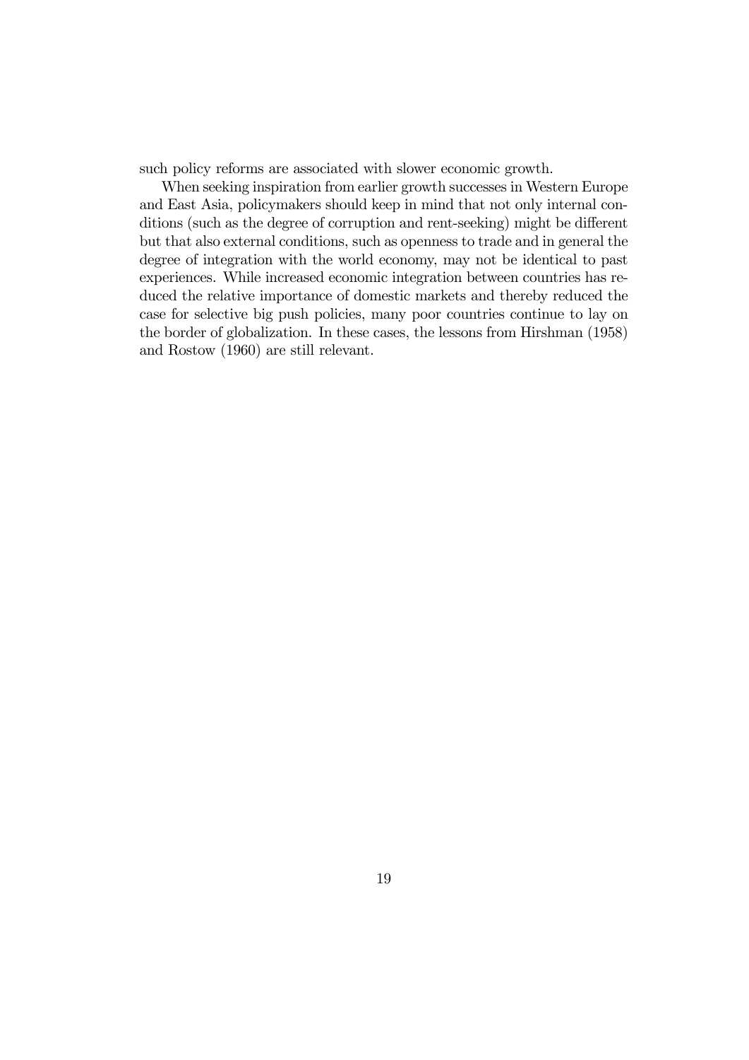such policy reforms are associated with slower economic growth.

When seeking inspiration from earlier growth successes in Western Europe and East Asia, policymakers should keep in mind that not only internal conditions (such as the degree of corruption and rent-seeking) might be different but that also external conditions, such as openness to trade and in general the degree of integration with the world economy, may not be identical to past experiences. While increased economic integration between countries has reduced the relative importance of domestic markets and thereby reduced the case for selective big push policies, many poor countries continue to lay on the border of globalization. In these cases, the lessons from Hirshman (1958) and Rostow (1960) are still relevant.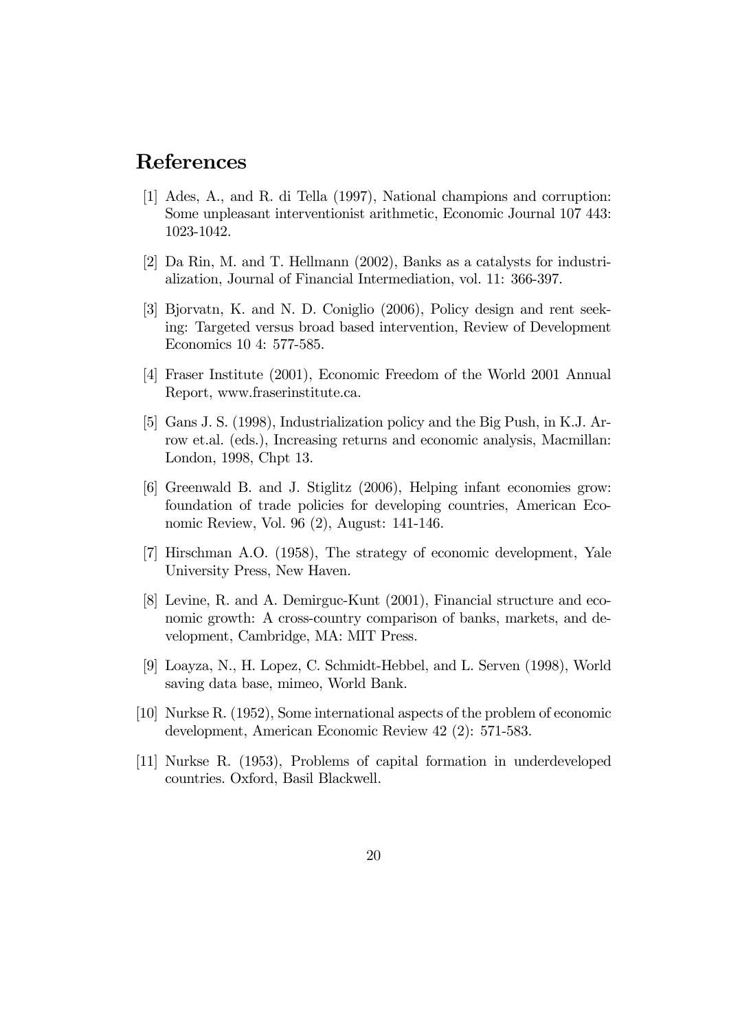# References

[1] Ades, A., and R. di Tella (1997), National champions and corruption: Some unpleasant interventionist arithmetic, Economic Journal 107 443: 1023-1042.

[2] Da Rin, M. and T. Hellmann (2002), Banks as a catalysts for industrialization, Journal of Financial Intermediation, vol. 11: 366-397.

[3] Bjorvatn, K. and N. D. Coniglio (2006), Policy design and rent seeking: Targeted versus broad based intervention, Review of Development Economics 10 4: 577-585.

[4] Fraser Institute (2001), Economic Freedom of the World 2001 Annual Report, www.fraserinstitute.ca.

[5] Gans J. S. (1998), Industrialization policy and the Big Push, in K.J. Arrow et.al. (eds.), Increasing returns and economic analysis, Macmillan: London, 1998, Chpt 13.

[6] Greenwald B. and J. Stiglitz (2006), Helping infant economies grow: foundation of trade policies for developing countries, American Economic Review, Vol. 96 (2), August: 141-146.

[7] Hirschman A.O. (1958), The strategy of economic development, Yale University Press, New Haven.

[8] Levine, R. and A. Demirguc-Kunt (2001), Financial structure and economic growth: A cross-country comparison of banks, markets, and development, Cambridge, MA: MIT Press.

[9] Loayza, N., H. Lopez, C. Schmidt-Hebbel, and L. Serven (1998), World saving data base, mimeo, World Bank.

[10] Nurkse R. (1952), Some international aspects of the problem of economic development, American Economic Review 42 (2): 571-583.

[11] Nurkse R. (1953), Problems of capital formation in underdeveloped countries. Oxford, Basil Blackwell.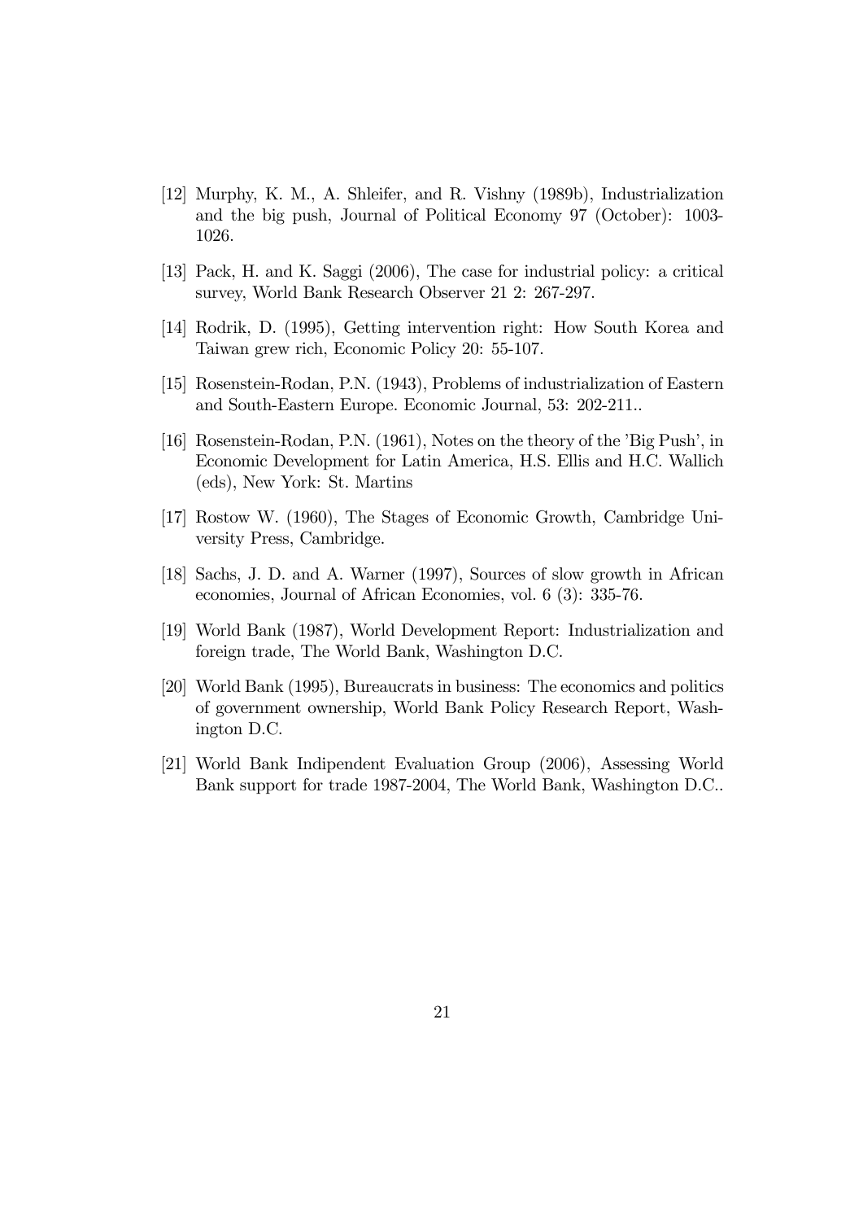[12] Murphy, K. M., A. Shleifer, and R. Vishny (1989b), Industrialization and the big push, Journal of Political Economy 97 (October): 1003-1026.

[13] Pack, H. and K. Saggi (2006), The case for industrial policy: a critical survey, World Bank Research Observer 21 2: 267-297.

[14] Rodrik, D. (1995), Getting intervention right: How South Korea and Taiwan grew rich, Economic Policy 20: 55-107.

[15] Rosenstein-Rodan, P.N. (1943), Problems of industrialization of Eastern and South-Eastern Europe. Economic Journal, 53: 202-211..

[16] Rosenstein-Rodan, P.N. (1961), Notes on the theory of the 'Big Push', in Economic Development for Latin America, H.S. Ellis and H.C. Wallich (eds), New York: St. Martins

[17] Rostow W. (1960), The Stages of Economic Growth, Cambridge University Press, Cambridge.

[18] Sachs, J. D. and A. Warner (1997), Sources of slow growth in African economies, Journal of African Economies, vol. 6 (3): 335-76.

[19] World Bank (1987), World Development Report: Industrialization and foreign trade, The World Bank, Washington D.C.

[20] World Bank (1995), Bureaucrats in business: The economics and politics of government ownership, World Bank Policy Research Report, Washington D.C.

[21] World Bank Indipendent Evaluation Group (2006), Assessing World Bank support for trade 1987-2004, The World Bank, Washington D.C..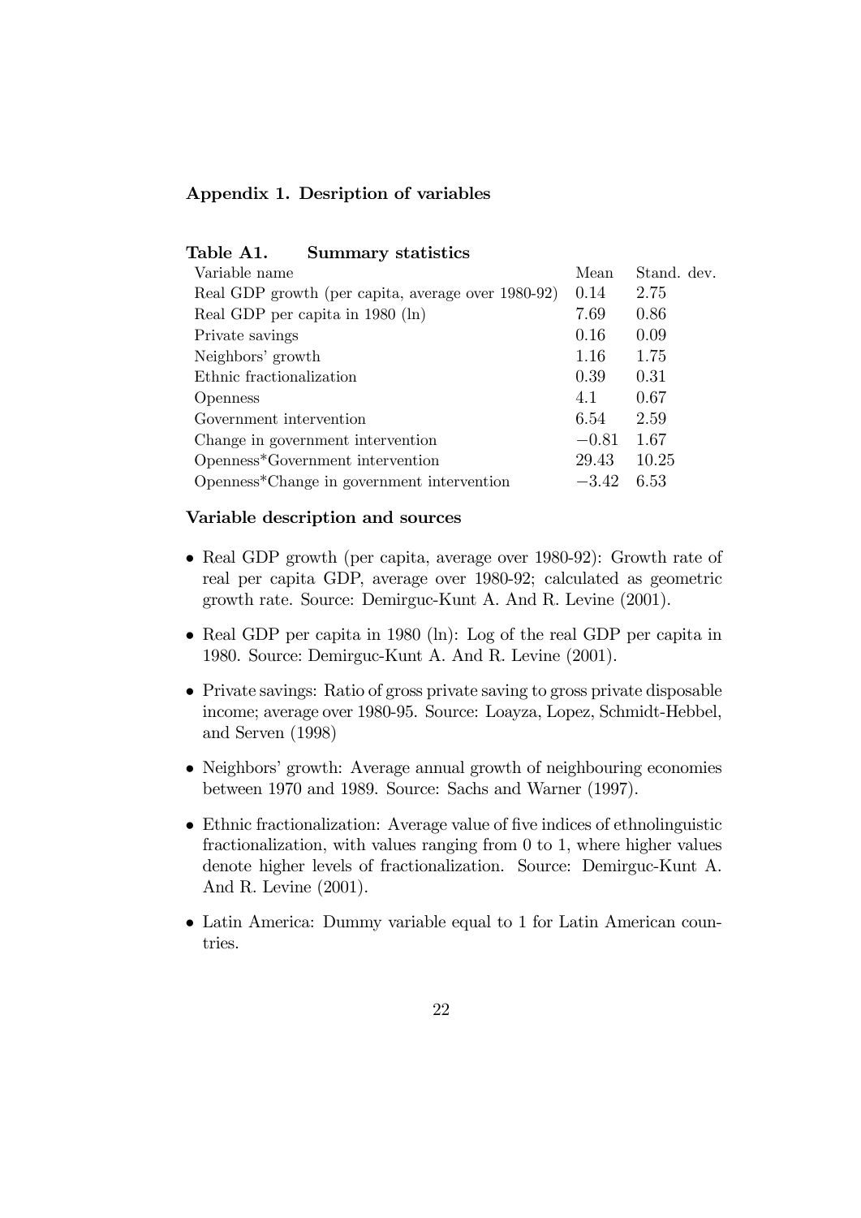## Appendix 1. Desription of variables

**Table A1. Summary statistics**

| Variable name | Mean | Stand. dev. |
|---|---|---|
| Real GDP growth (per capita, average over 1980-92) | 0.14 | 2.75 |
| Real GDP per capita in 1980 (ln) | 7.69 | 0.86 |
| Private savings | 0.16 | 0.09 |
| Neighbors' growth | 1.16 | 1.75 |
| Ethnic fractionalization | 0.39 | 0.31 |
| Openness | 4.1 | 0.67 |
| Government intervention | 6.54 | 2.59 |
| Change in government intervention | −0.81 | 1.67 |
| Openness*Government intervention | 29.43 | 10.25 |
| Openness*Change in government intervention | −3.42 | 6.53 |

### Variable description and sources

- Real GDP growth (per capita, average over 1980-92): Growth rate of real per capita GDP, average over 1980-92; calculated as geometric growth rate. Source: Demirguc-Kunt A. And R. Levine (2001).
- Real GDP per capita in 1980 (ln): Log of the real GDP per capita in 1980. Source: Demirguc-Kunt A. And R. Levine (2001).
- Private savings: Ratio of gross private saving to gross private disposable income; average over 1980-95. Source: Loayza, Lopez, Schmidt-Hebbel, and Serven (1998)
- Neighbors' growth: Average annual growth of neighbouring economies between 1970 and 1989. Source: Sachs and Warner (1997).
- Ethnic fractionalization: Average value of five indices of ethnolinguistic fractionalization, with values ranging from 0 to 1, where higher values denote higher levels of fractionalization. Source: Demirguc-Kunt A. And R. Levine (2001).
- Latin America: Dummy variable equal to 1 for Latin American countries.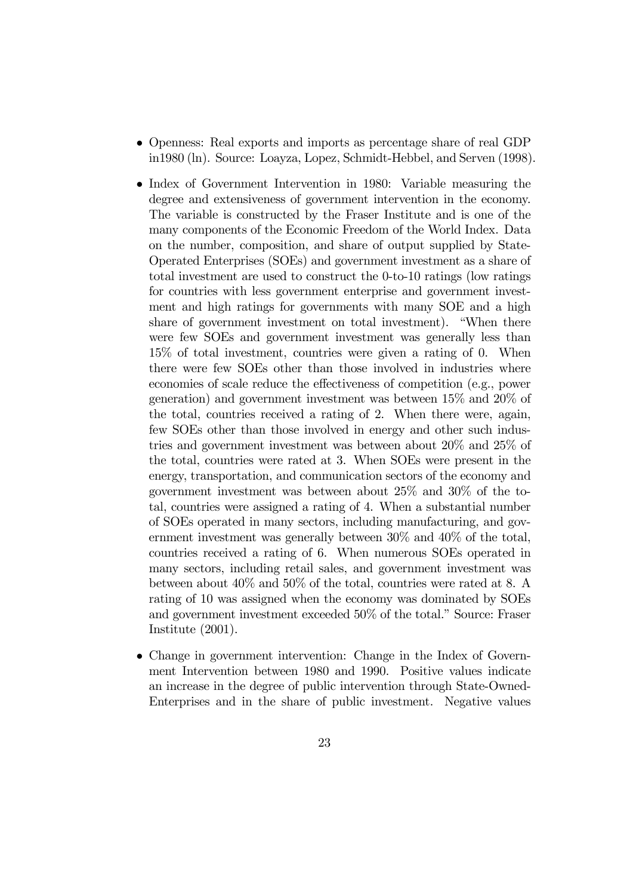- Openness: Real exports and imports as percentage share of real GDP in1980 (ln). Source: Loayza, Lopez, Schmidt-Hebbel, and Serven (1998).

- Index of Government Intervention in 1980: Variable measuring the degree and extensiveness of government intervention in the economy. The variable is constructed by the Fraser Institute and is one of the many components of the Economic Freedom of the World Index. Data on the number, composition, and share of output supplied by State-Operated Enterprises (SOEs) and government investment as a share of total investment are used to construct the 0-to-10 ratings (low ratings for countries with less government enterprise and government investment and high ratings for governments with many SOE and a high share of government investment on total investment). "When there were few SOEs and government investment was generally less than 15% of total investment, countries were given a rating of 0. When there were few SOEs other than those involved in industries where economies of scale reduce the effectiveness of competition (e.g., power generation) and government investment was between 15% and 20% of the total, countries received a rating of 2. When there were, again, few SOEs other than those involved in energy and other such industries and government investment was between about 20% and 25% of the total, countries were rated at 3. When SOEs were present in the energy, transportation, and communication sectors of the economy and government investment was between about 25% and 30% of the total, countries were assigned a rating of 4. When a substantial number of SOEs operated in many sectors, including manufacturing, and government investment was generally between 30% and 40% of the total, countries received a rating of 6. When numerous SOEs operated in many sectors, including retail sales, and government investment was between about 40% and 50% of the total, countries were rated at 8. A rating of 10 was assigned when the economy was dominated by SOEs and government investment exceeded 50% of the total." Source: Fraser Institute (2001).

- Change in government intervention: Change in the Index of Government Intervention between 1980 and 1990. Positive values indicate an increase in the degree of public intervention through State-Owned-Enterprises and in the share of public investment. Negative values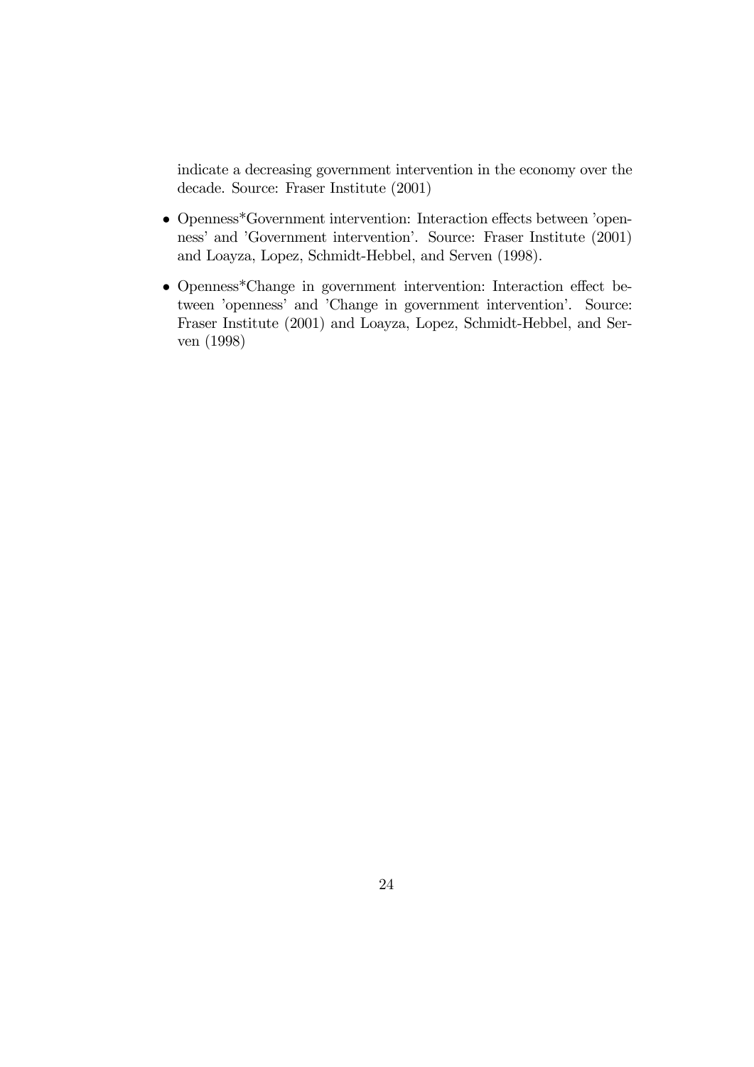indicate a decreasing government intervention in the economy over the decade. Source: Fraser Institute (2001)

- Openness*Government intervention: Interaction effects between 'openness' and 'Government intervention'. Source: Fraser Institute (2001) and Loayza, Lopez, Schmidt-Hebbel, and Serven (1998).
- Openness*Change in government intervention: Interaction effect between 'openness' and 'Change in government intervention'. Source: Fraser Institute (2001) and Loayza, Lopez, Schmidt-Hebbel, and Serven (1998)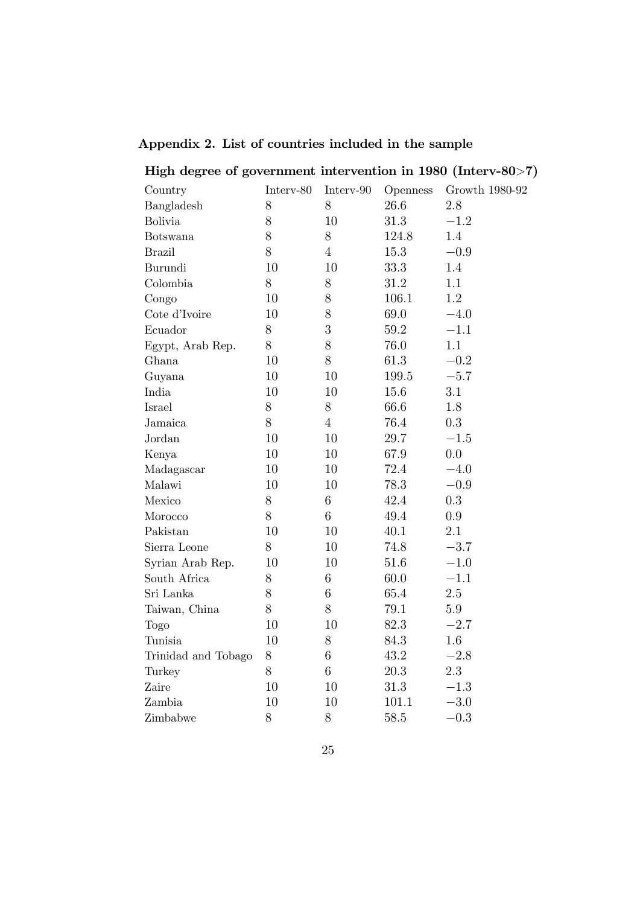## Appendix 2. List of countries included in the sample

### High degree of government intervention in 1980 (Interv-80>7)

| Country | Interv-80 | Interv-90 | Openness | Growth 1980-92 |
|---|---|---|---|---|
| Bangladesh | 8 | 8 | 26.6 | 2.8 |
| Bolivia | 8 | 10 | 31.3 | −1.2 |
| Botswana | 8 | 8 | 124.8 | 1.4 |
| Brazil | 8 | 4 | 15.3 | −0.9 |
| Burundi | 10 | 10 | 33.3 | 1.4 |
| Colombia | 8 | 8 | 31.2 | 1.1 |
| Congo | 10 | 8 | 106.1 | 1.2 |
| Cote d'Ivoire | 10 | 8 | 69.0 | −4.0 |
| Ecuador | 8 | 3 | 59.2 | −1.1 |
| Egypt, Arab Rep. | 8 | 8 | 76.0 | 1.1 |
| Ghana | 10 | 8 | 61.3 | −0.2 |
| Guyana | 10 | 10 | 199.5 | −5.7 |
| India | 10 | 10 | 15.6 | 3.1 |
| Israel | 8 | 8 | 66.6 | 1.8 |
| Jamaica | 8 | 4 | 76.4 | 0.3 |
| Jordan | 10 | 10 | 29.7 | −1.5 |
| Kenya | 10 | 10 | 67.9 | 0.0 |
| Madagascar | 10 | 10 | 72.4 | −4.0 |
| Malawi | 10 | 10 | 78.3 | −0.9 |
| Mexico | 8 | 6 | 42.4 | 0.3 |
| Morocco | 8 | 6 | 49.4 | 0.9 |
| Pakistan | 10 | 10 | 40.1 | 2.1 |
| Sierra Leone | 8 | 10 | 74.8 | −3.7 |
| Syrian Arab Rep. | 10 | 10 | 51.6 | −1.0 |
| South Africa | 8 | 6 | 60.0 | −1.1 |
| Sri Lanka | 8 | 6 | 65.4 | 2.5 |
| Taiwan, China | 8 | 8 | 79.1 | 5.9 |
| Togo | 10 | 10 | 82.3 | −2.7 |
| Tunisia | 10 | 8 | 84.3 | 1.6 |
| Trinidad and Tobago | 8 | 6 | 43.2 | −2.8 |
| Turkey | 8 | 6 | 20.3 | 2.3 |
| Zaire | 10 | 10 | 31.3 | −1.3 |
| Zambia | 10 | 10 | 101.1 | −3.0 |
| Zimbabwe | 8 | 8 | 58.5 | −0.3 |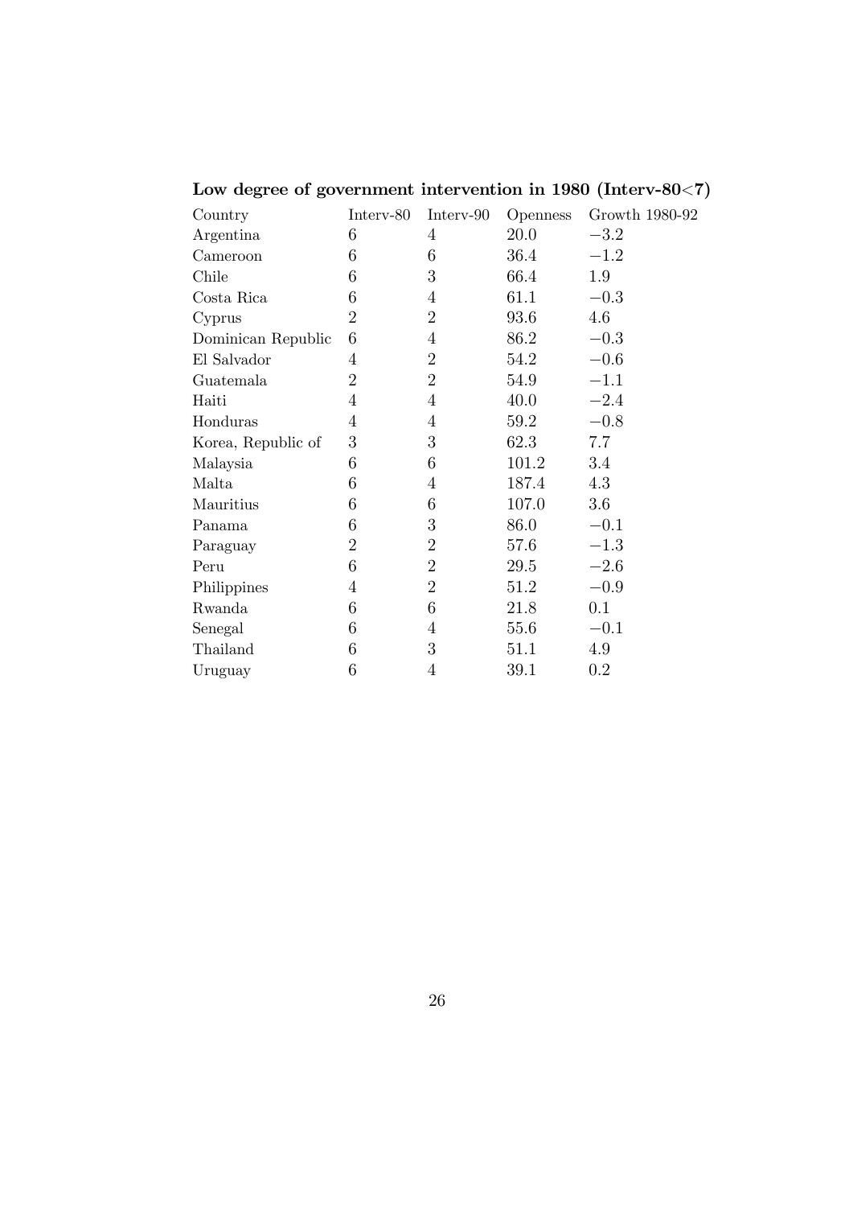**Low degree of government intervention in 1980 (Interv-80<7)**

| Country | Interv-80 | Interv-90 | Openness | Growth 1980-92 |
|---|---|---|---|---|
| Argentina | 6 | 4 | 20.0 | −3.2 |
| Cameroon | 6 | 6 | 36.4 | −1.2 |
| Chile | 6 | 3 | 66.4 | 1.9 |
| Costa Rica | 6 | 4 | 61.1 | −0.3 |
| Cyprus | 2 | 2 | 93.6 | 4.6 |
| Dominican Republic | 6 | 4 | 86.2 | −0.3 |
| El Salvador | 4 | 2 | 54.2 | −0.6 |
| Guatemala | 2 | 2 | 54.9 | −1.1 |
| Haiti | 4 | 4 | 40.0 | −2.4 |
| Honduras | 4 | 4 | 59.2 | −0.8 |
| Korea, Republic of | 3 | 3 | 62.3 | 7.7 |
| Malaysia | 6 | 6 | 101.2 | 3.4 |
| Malta | 6 | 4 | 187.4 | 4.3 |
| Mauritius | 6 | 6 | 107.0 | 3.6 |
| Panama | 6 | 3 | 86.0 | −0.1 |
| Paraguay | 2 | 2 | 57.6 | −1.3 |
| Peru | 6 | 2 | 29.5 | −2.6 |
| Philippines | 4 | 2 | 51.2 | −0.9 |
| Rwanda | 6 | 6 | 21.8 | 0.1 |
| Senegal | 6 | 4 | 55.6 | −0.1 |
| Thailand | 6 | 3 | 51.1 | 4.9 |
| Uruguay | 6 | 4 | 39.1 | 0.2 |